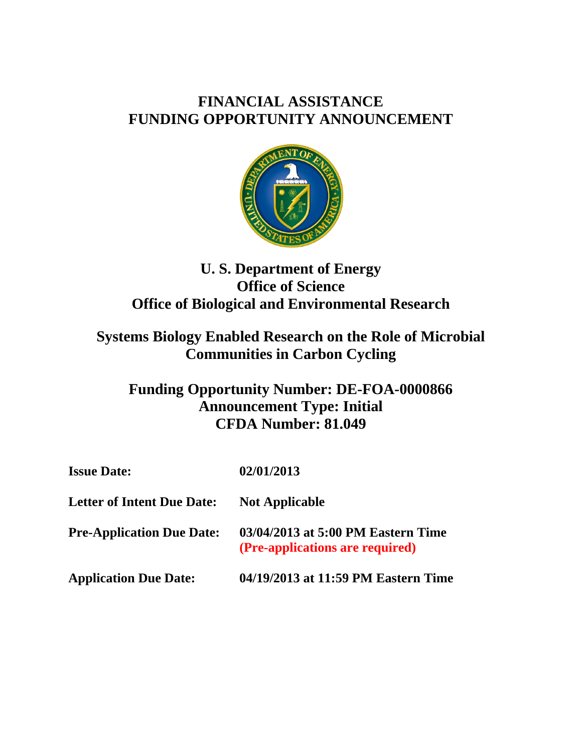# FINANCIAL ASSISTANCE
# FUNDING OPPORTUNITY ANNOUNCEMENT

## U. S. Department of Energy
## Office of Science
## Office of Biological and Environmental Research

## Systems Biology Enabled Research on the Role of Microbial Communities in Carbon Cycling

## Funding Opportunity Number: DE-FOA-0000866
## Announcement Type: Initial
## CFDA Number: 81.049

| | |
|---|---|
| **Issue Date:** | **02/01/2013** |
| **Letter of Intent Due Date:** | **Not Applicable** |
| **Pre-Application Due Date:** | **03/04/2013 at 5:00 PM Eastern Time** **(Pre-applications are required)** |
| **Application Due Date:** | **04/19/2013 at 11:59 PM Eastern Time** |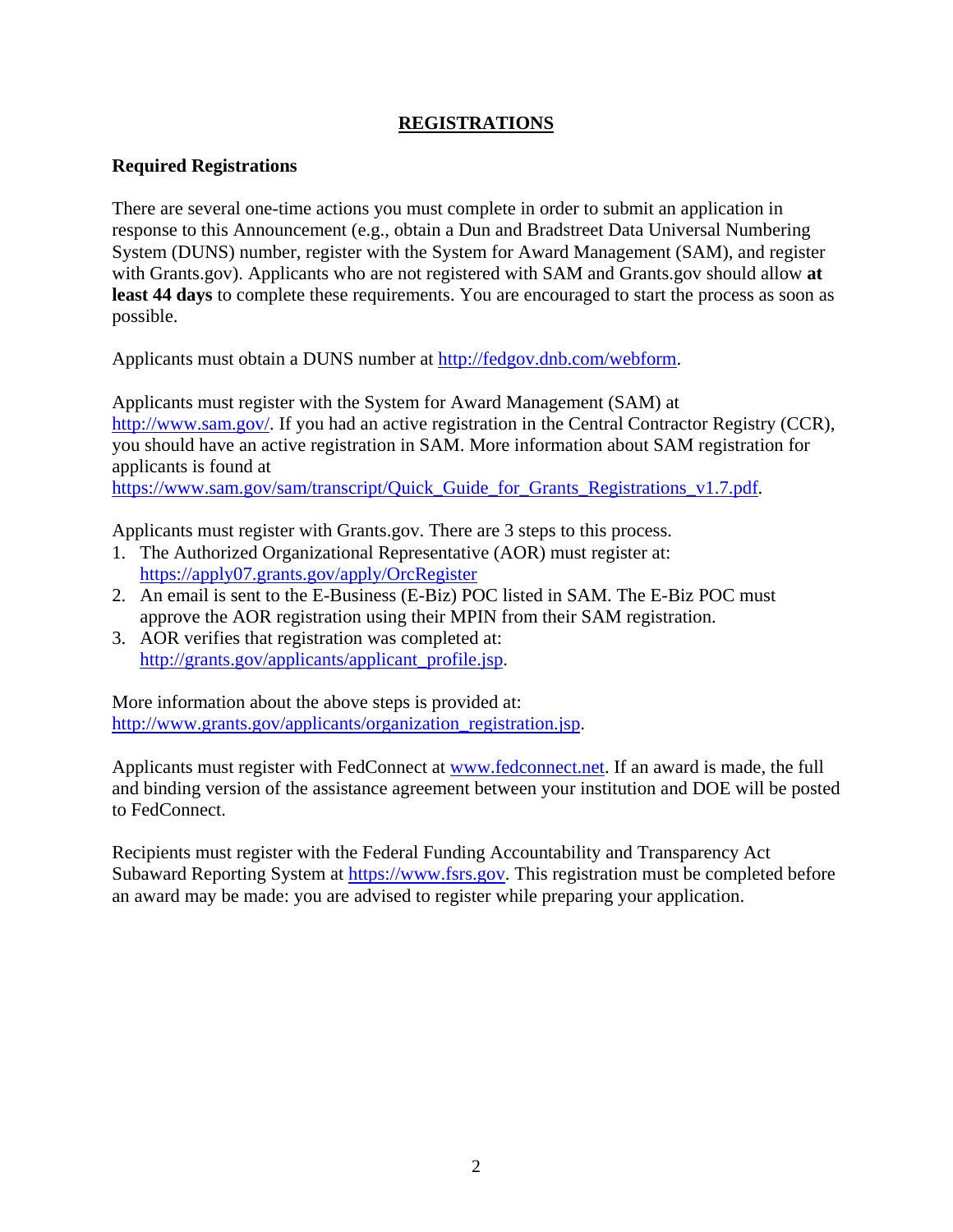## REGISTRATIONS

### Required Registrations

There are several one-time actions you must complete in order to submit an application in response to this Announcement (e.g., obtain a Dun and Bradstreet Data Universal Numbering System (DUNS) number, register with the System for Award Management (SAM), and register with Grants.gov). Applicants who are not registered with SAM and Grants.gov should allow **at least 44 days** to complete these requirements. You are encouraged to start the process as soon as possible.

Applicants must obtain a DUNS number at http://fedgov.dnb.com/webform.

Applicants must register with the System for Award Management (SAM) at http://www.sam.gov/. If you had an active registration in the Central Contractor Registry (CCR), you should have an active registration in SAM. More information about SAM registration for applicants is found at https://www.sam.gov/sam/transcript/Quick_Guide_for_Grants_Registrations_v1.7.pdf.

Applicants must register with Grants.gov. There are 3 steps to this process.

1. The Authorized Organizational Representative (AOR) must register at: https://apply07.grants.gov/apply/OrcRegister
2. An email is sent to the E-Business (E-Biz) POC listed in SAM. The E-Biz POC must approve the AOR registration using their MPIN from their SAM registration.
3. AOR verifies that registration was completed at: http://grants.gov/applicants/applicant_profile.jsp.

More information about the above steps is provided at: http://www.grants.gov/applicants/organization_registration.jsp.

Applicants must register with FedConnect at www.fedconnect.net. If an award is made, the full and binding version of the assistance agreement between your institution and DOE will be posted to FedConnect.

Recipients must register with the Federal Funding Accountability and Transparency Act Subaward Reporting System at https://www.fsrs.gov. This registration must be completed before an award may be made: you are advised to register while preparing your application.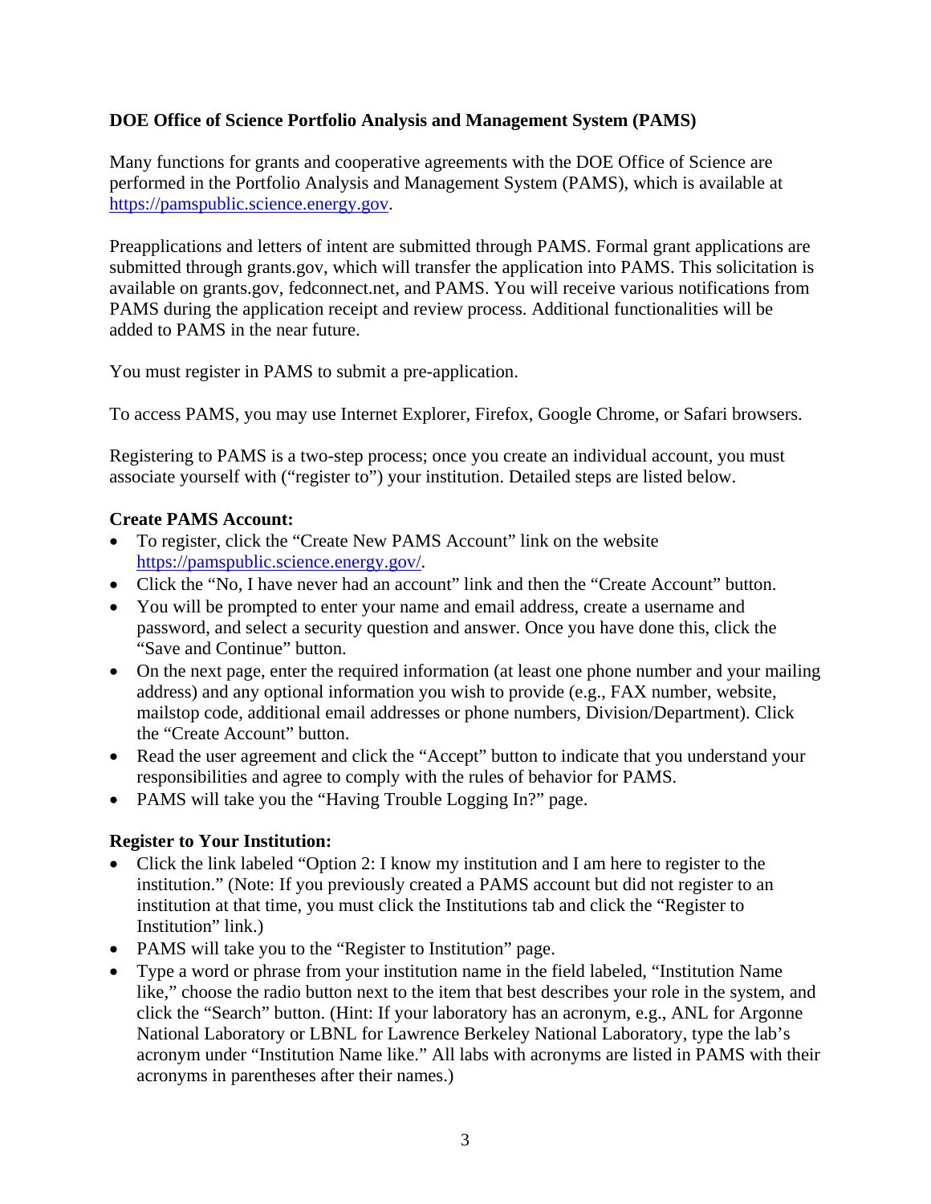**DOE Office of Science Portfolio Analysis and Management System (PAMS)**

Many functions for grants and cooperative agreements with the DOE Office of Science are performed in the Portfolio Analysis and Management System (PAMS), which is available at https://pamspublic.science.energy.gov.

Preapplications and letters of intent are submitted through PAMS. Formal grant applications are submitted through grants.gov, which will transfer the application into PAMS. This solicitation is available on grants.gov, fedconnect.net, and PAMS. You will receive various notifications from PAMS during the application receipt and review process. Additional functionalities will be added to PAMS in the near future.

You must register in PAMS to submit a pre-application.

To access PAMS, you may use Internet Explorer, Firefox, Google Chrome, or Safari browsers.

Registering to PAMS is a two-step process; once you create an individual account, you must associate yourself with ("register to") your institution. Detailed steps are listed below.

**Create PAMS Account:**

- To register, click the "Create New PAMS Account" link on the website https://pamspublic.science.energy.gov/.
- Click the "No, I have never had an account" link and then the "Create Account" button.
- You will be prompted to enter your name and email address, create a username and password, and select a security question and answer. Once you have done this, click the "Save and Continue" button.
- On the next page, enter the required information (at least one phone number and your mailing address) and any optional information you wish to provide (e.g., FAX number, website, mailstop code, additional email addresses or phone numbers, Division/Department). Click the "Create Account" button.
- Read the user agreement and click the "Accept" button to indicate that you understand your responsibilities and agree to comply with the rules of behavior for PAMS.
- PAMS will take you the "Having Trouble Logging In?" page.

**Register to Your Institution:**

- Click the link labeled "Option 2: I know my institution and I am here to register to the institution." (Note: If you previously created a PAMS account but did not register to an institution at that time, you must click the Institutions tab and click the "Register to Institution" link.)
- PAMS will take you to the "Register to Institution" page.
- Type a word or phrase from your institution name in the field labeled, "Institution Name like," choose the radio button next to the item that best describes your role in the system, and click the "Search" button. (Hint: If your laboratory has an acronym, e.g., ANL for Argonne National Laboratory or LBNL for Lawrence Berkeley National Laboratory, type the lab's acronym under "Institution Name like." All labs with acronyms are listed in PAMS with their acronyms in parentheses after their names.)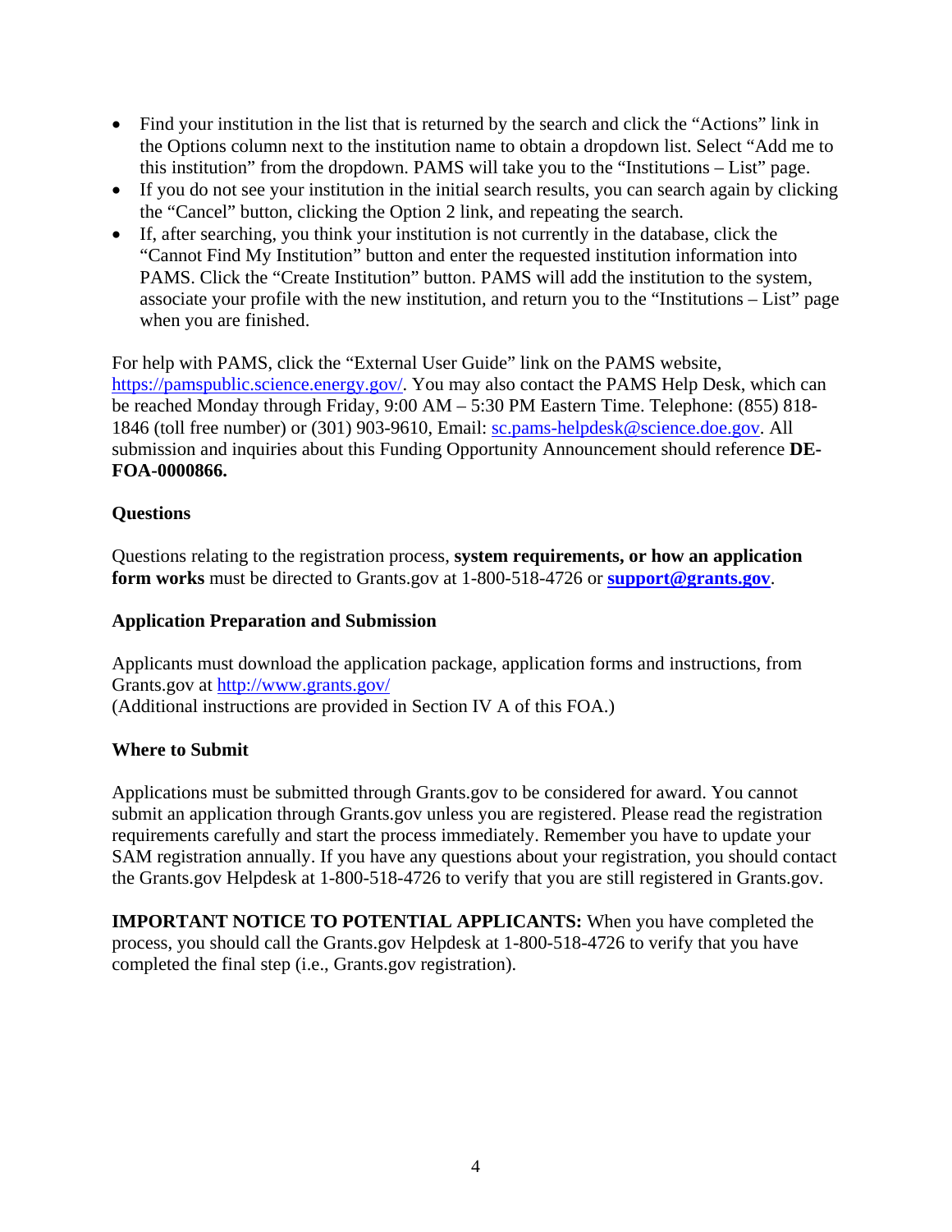- Find your institution in the list that is returned by the search and click the “Actions” link in the Options column next to the institution name to obtain a dropdown list. Select “Add me to this institution” from the dropdown. PAMS will take you to the “Institutions – List” page.
- If you do not see your institution in the initial search results, you can search again by clicking the “Cancel” button, clicking the Option 2 link, and repeating the search.
- If, after searching, you think your institution is not currently in the database, click the “Cannot Find My Institution” button and enter the requested institution information into PAMS. Click the “Create Institution” button. PAMS will add the institution to the system, associate your profile with the new institution, and return you to the “Institutions – List” page when you are finished.

For help with PAMS, click the “External User Guide” link on the PAMS website, https://pamspublic.science.energy.gov/. You may also contact the PAMS Help Desk, which can be reached Monday through Friday, 9:00 AM – 5:30 PM Eastern Time. Telephone: (855) 818-1846 (toll free number) or (301) 903-9610, Email: sc.pams-helpdesk@science.doe.gov. All submission and inquiries about this Funding Opportunity Announcement should reference **DE-FOA-0000866.**

**Questions**

Questions relating to the registration process, **system requirements, or how an application form works** must be directed to Grants.gov at 1-800-518-4726 or **support@grants.gov**.

**Application Preparation and Submission**

Applicants must download the application package, application forms and instructions, from Grants.gov at http://www.grants.gov/
(Additional instructions are provided in Section IV A of this FOA.)

**Where to Submit**

Applications must be submitted through Grants.gov to be considered for award. You cannot submit an application through Grants.gov unless you are registered. Please read the registration requirements carefully and start the process immediately. Remember you have to update your SAM registration annually. If you have any questions about your registration, you should contact the Grants.gov Helpdesk at 1-800-518-4726 to verify that you are still registered in Grants.gov.

**IMPORTANT NOTICE TO POTENTIAL APPLICANTS:** When you have completed the process, you should call the Grants.gov Helpdesk at 1-800-518-4726 to verify that you have completed the final step (i.e., Grants.gov registration).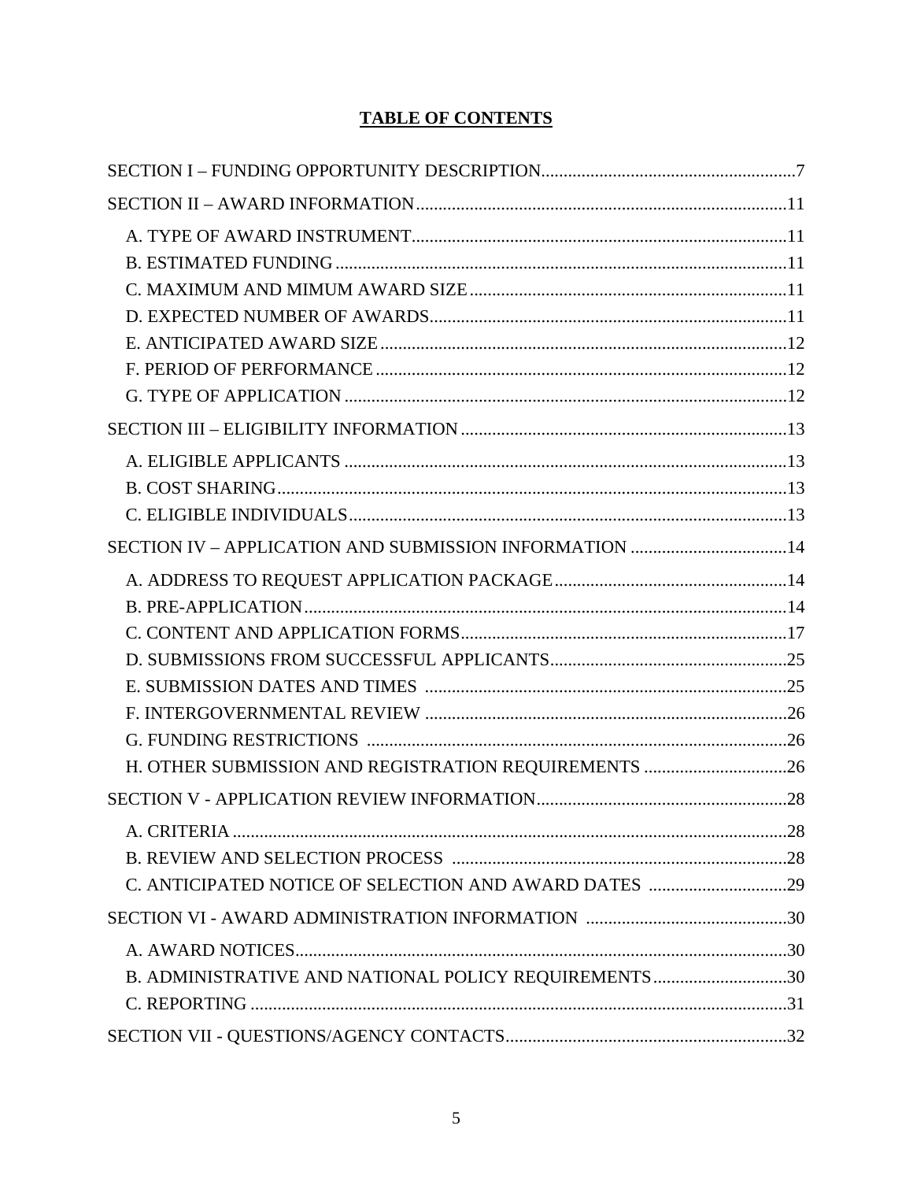# TABLE OF CONTENTS

SECTION I – FUNDING OPPORTUNITY DESCRIPTION.........................................................7

SECTION II – AWARD INFORMATION..................................................................................11

- A. TYPE OF AWARD INSTRUMENT...................................................................................11
- B. ESTIMATED FUNDING....................................................................................................11
- C. MAXIMUM AND MIMUM AWARD SIZE......................................................................11
- D. EXPECTED NUMBER OF AWARDS...............................................................................11
- E. ANTICIPATED AWARD SIZE..........................................................................................12
- F. PERIOD OF PERFORMANCE...........................................................................................12
- G. TYPE OF APPLICATION..................................................................................................12

SECTION III – ELIGIBILITY INFORMATION........................................................................13

- A. ELIGIBLE APPLICANTS..................................................................................................13
- B. COST SHARING.................................................................................................................13
- C. ELIGIBLE INDIVIDUALS.................................................................................................13

SECTION IV – APPLICATION AND SUBMISSION INFORMATION...................................14

- A. ADDRESS TO REQUEST APPLICATION PACKAGE....................................................14
- B. PRE-APPLICATION...........................................................................................................14
- C. CONTENT AND APPLICATION FORMS.........................................................................17
- D. SUBMISSIONS FROM SUCCESSFUL APPLICANTS.....................................................25
- E. SUBMISSION DATES AND TIMES..................................................................................25
- F. INTERGOVERNMENTAL REVIEW.................................................................................26
- G. FUNDING RESTRICTIONS...............................................................................................26
- H. OTHER SUBMISSION AND REGISTRATION REQUIREMENTS................................26

SECTION V - APPLICATION REVIEW INFORMATION........................................................28

- A. CRITERIA...........................................................................................................................28
- B. REVIEW AND SELECTION PROCESS............................................................................28
- C. ANTICIPATED NOTICE OF SELECTION AND AWARD DATES...............................29

SECTION VI - AWARD ADMINISTRATION INFORMATION.............................................30

- A. AWARD NOTICES.............................................................................................................30
- B. ADMINISTRATIVE AND NATIONAL POLICY REQUIREMENTS..............................30
- C. REPORTING.......................................................................................................................31

SECTION VII - QUESTIONS/AGENCY CONTACTS..............................................................32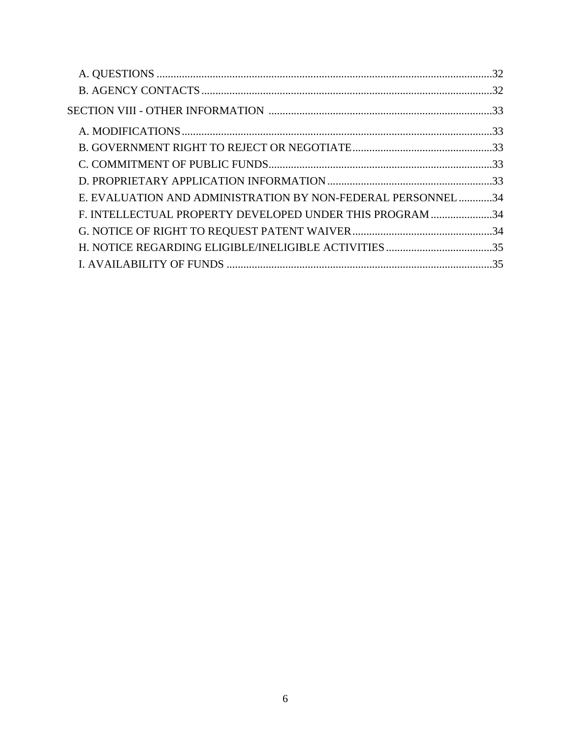A. QUESTIONS ........................................................................................................................32
B. AGENCY CONTACTS ........................................................................................................32

SECTION VIII - OTHER INFORMATION ................................................................................33

A. MODIFICATIONS ..............................................................................................................33
B. GOVERNMENT RIGHT TO REJECT OR NEGOTIATE ..................................................33
C. COMMITMENT OF PUBLIC FUNDS ................................................................................33
D. PROPRIETARY APPLICATION INFORMATION ...........................................................33
E. EVALUATION AND ADMINISTRATION BY NON-FEDERAL PERSONNEL ............34
F. INTELLECTUAL PROPERTY DEVELOPED UNDER THIS PROGRAM ......................34
G. NOTICE OF RIGHT TO REQUEST PATENT WAIVER ..................................................34
H. NOTICE REGARDING ELIGIBLE/INELIGIBLE ACTIVITIES ......................................35
I. AVAILABILITY OF FUNDS ...............................................................................................35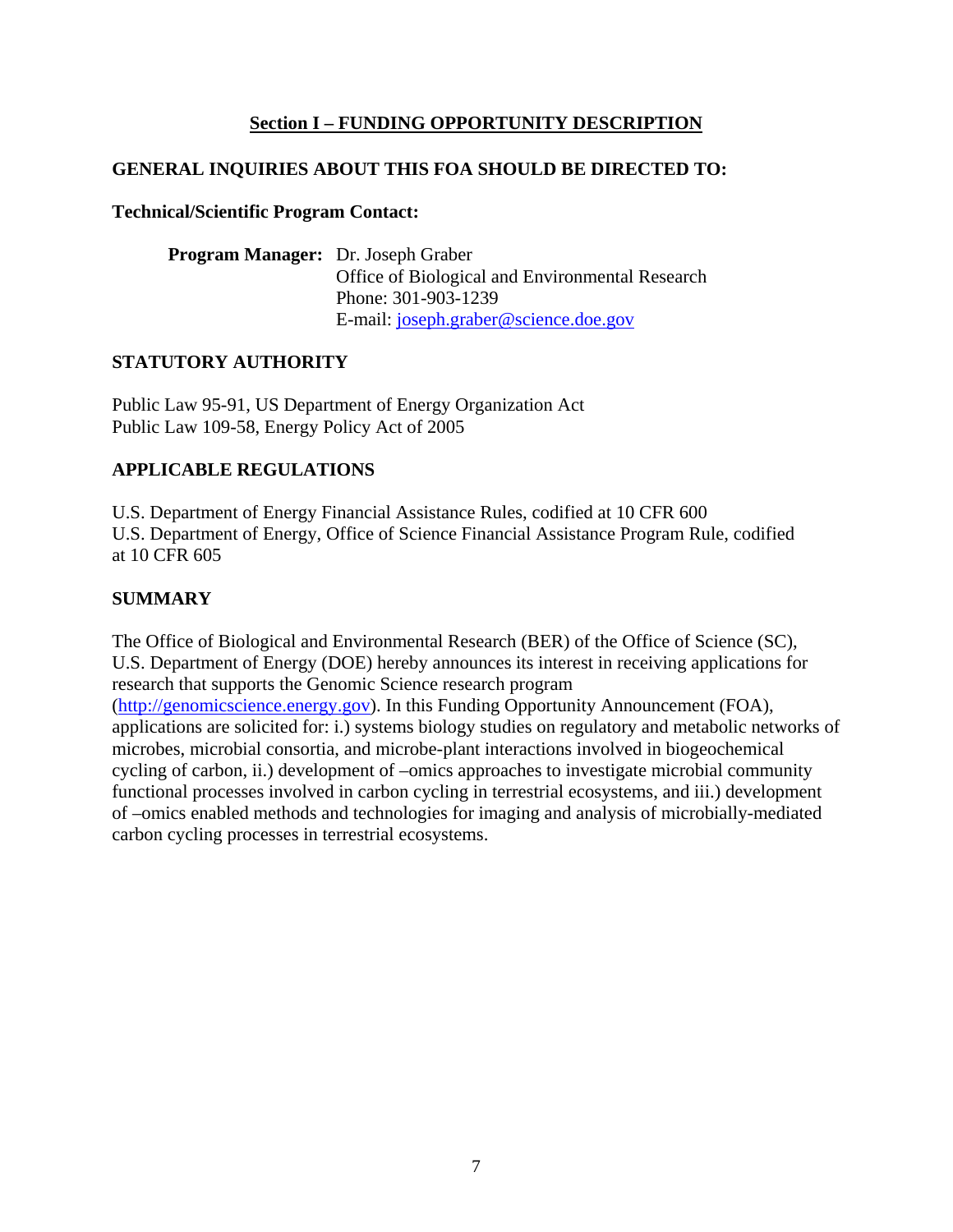## Section I – FUNDING OPPORTUNITY DESCRIPTION

### GENERAL INQUIRIES ABOUT THIS FOA SHOULD BE DIRECTED TO:

**Technical/Scientific Program Contact:**

**Program Manager:** Dr. Joseph Graber
Office of Biological and Environmental Research
Phone: 301-903-1239
E-mail: joseph.graber@science.doe.gov

### STATUTORY AUTHORITY

Public Law 95-91, US Department of Energy Organization Act
Public Law 109-58, Energy Policy Act of 2005

### APPLICABLE REGULATIONS

U.S. Department of Energy Financial Assistance Rules, codified at 10 CFR 600
U.S. Department of Energy, Office of Science Financial Assistance Program Rule, codified at 10 CFR 605

### SUMMARY

The Office of Biological and Environmental Research (BER) of the Office of Science (SC), U.S. Department of Energy (DOE) hereby announces its interest in receiving applications for research that supports the Genomic Science research program (http://genomicscience.energy.gov). In this Funding Opportunity Announcement (FOA), applications are solicited for: i.) systems biology studies on regulatory and metabolic networks of microbes, microbial consortia, and microbe-plant interactions involved in biogeochemical cycling of carbon, ii.) development of –omics approaches to investigate microbial community functional processes involved in carbon cycling in terrestrial ecosystems, and iii.) development of –omics enabled methods and technologies for imaging and analysis of microbially-mediated carbon cycling processes in terrestrial ecosystems.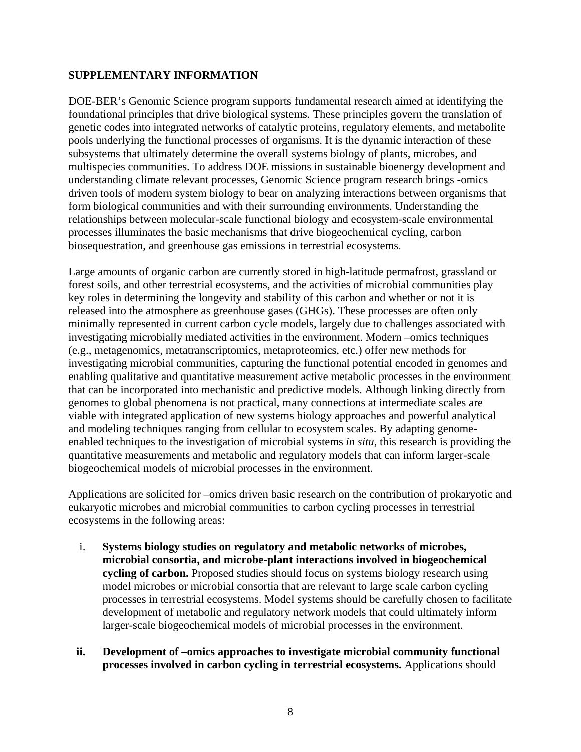**SUPPLEMENTARY INFORMATION**

DOE-BER's Genomic Science program supports fundamental research aimed at identifying the foundational principles that drive biological systems. These principles govern the translation of genetic codes into integrated networks of catalytic proteins, regulatory elements, and metabolite pools underlying the functional processes of organisms. It is the dynamic interaction of these subsystems that ultimately determine the overall systems biology of plants, microbes, and multispecies communities. To address DOE missions in sustainable bioenergy development and understanding climate relevant processes, Genomic Science program research brings -omics driven tools of modern system biology to bear on analyzing interactions between organisms that form biological communities and with their surrounding environments. Understanding the relationships between molecular-scale functional biology and ecosystem-scale environmental processes illuminates the basic mechanisms that drive biogeochemical cycling, carbon biosequestration, and greenhouse gas emissions in terrestrial ecosystems.

Large amounts of organic carbon are currently stored in high-latitude permafrost, grassland or forest soils, and other terrestrial ecosystems, and the activities of microbial communities play key roles in determining the longevity and stability of this carbon and whether or not it is released into the atmosphere as greenhouse gases (GHGs). These processes are often only minimally represented in current carbon cycle models, largely due to challenges associated with investigating microbially mediated activities in the environment. Modern –omics techniques (e.g., metagenomics, metatranscriptomics, metaproteomics, etc.) offer new methods for investigating microbial communities, capturing the functional potential encoded in genomes and enabling qualitative and quantitative measurement active metabolic processes in the environment that can be incorporated into mechanistic and predictive models. Although linking directly from genomes to global phenomena is not practical, many connections at intermediate scales are viable with integrated application of new systems biology approaches and powerful analytical and modeling techniques ranging from cellular to ecosystem scales. By adapting genome-enabled techniques to the investigation of microbial systems *in situ*, this research is providing the quantitative measurements and metabolic and regulatory models that can inform larger-scale biogeochemical models of microbial processes in the environment.

Applications are solicited for –omics driven basic research on the contribution of prokaryotic and eukaryotic microbes and microbial communities to carbon cycling processes in terrestrial ecosystems in the following areas:

i. **Systems biology studies on regulatory and metabolic networks of microbes, microbial consortia, and microbe-plant interactions involved in biogeochemical cycling of carbon.** Proposed studies should focus on systems biology research using model microbes or microbial consortia that are relevant to large scale carbon cycling processes in terrestrial ecosystems. Model systems should be carefully chosen to facilitate development of metabolic and regulatory network models that could ultimately inform larger-scale biogeochemical models of microbial processes in the environment.

ii. **Development of –omics approaches to investigate microbial community functional processes involved in carbon cycling in terrestrial ecosystems.** Applications should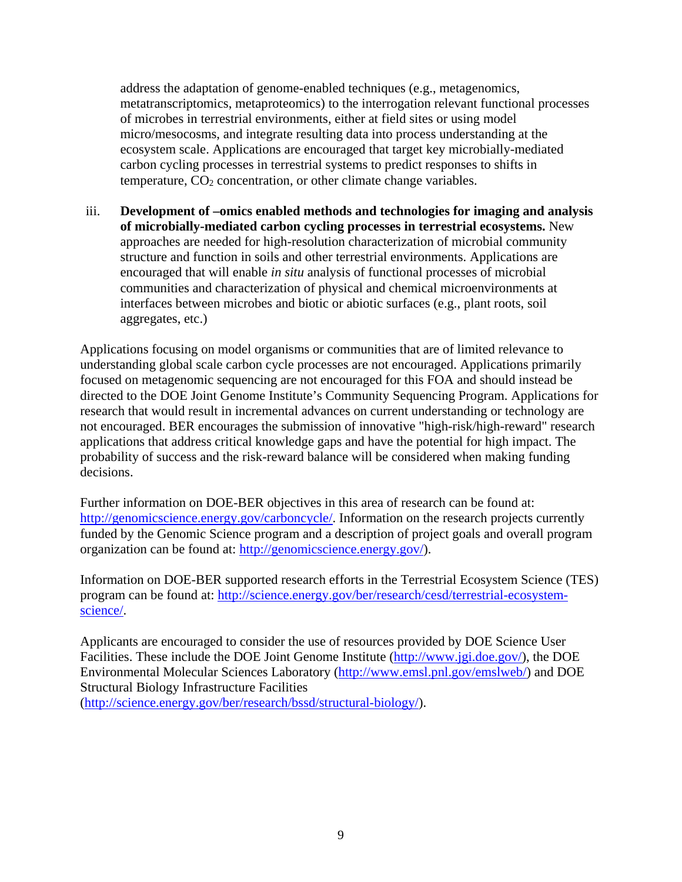address the adaptation of genome-enabled techniques (e.g., metagenomics, metatranscriptomics, metaproteomics) to the interrogation relevant functional processes of microbes in terrestrial environments, either at field sites or using model micro/mesocosms, and integrate resulting data into process understanding at the ecosystem scale. Applications are encouraged that target key microbially-mediated carbon cycling processes in terrestrial systems to predict responses to shifts in temperature, $CO_2$ concentration, or other climate change variables.

iii. **Development of –omics enabled methods and technologies for imaging and analysis of microbially-mediated carbon cycling processes in terrestrial ecosystems.** New approaches are needed for high-resolution characterization of microbial community structure and function in soils and other terrestrial environments. Applications are encouraged that will enable *in situ* analysis of functional processes of microbial communities and characterization of physical and chemical microenvironments at interfaces between microbes and biotic or abiotic surfaces (e.g., plant roots, soil aggregates, etc.)

Applications focusing on model organisms or communities that are of limited relevance to understanding global scale carbon cycle processes are not encouraged. Applications primarily focused on metagenomic sequencing are not encouraged for this FOA and should instead be directed to the DOE Joint Genome Institute's Community Sequencing Program. Applications for research that would result in incremental advances on current understanding or technology are not encouraged. BER encourages the submission of innovative "high-risk/high-reward" research applications that address critical knowledge gaps and have the potential for high impact. The probability of success and the risk-reward balance will be considered when making funding decisions.

Further information on DOE-BER objectives in this area of research can be found at: http://genomicscience.energy.gov/carboncycle/. Information on the research projects currently funded by the Genomic Science program and a description of project goals and overall program organization can be found at: http://genomicscience.energy.gov/).

Information on DOE-BER supported research efforts in the Terrestrial Ecosystem Science (TES) program can be found at: http://science.energy.gov/ber/research/cesd/terrestrial-ecosystem-science/.

Applicants are encouraged to consider the use of resources provided by DOE Science User Facilities. These include the DOE Joint Genome Institute (http://www.jgi.doe.gov/), the DOE Environmental Molecular Sciences Laboratory (http://www.emsl.pnl.gov/emslweb/) and DOE Structural Biology Infrastructure Facilities (http://science.energy.gov/ber/research/bssd/structural-biology/).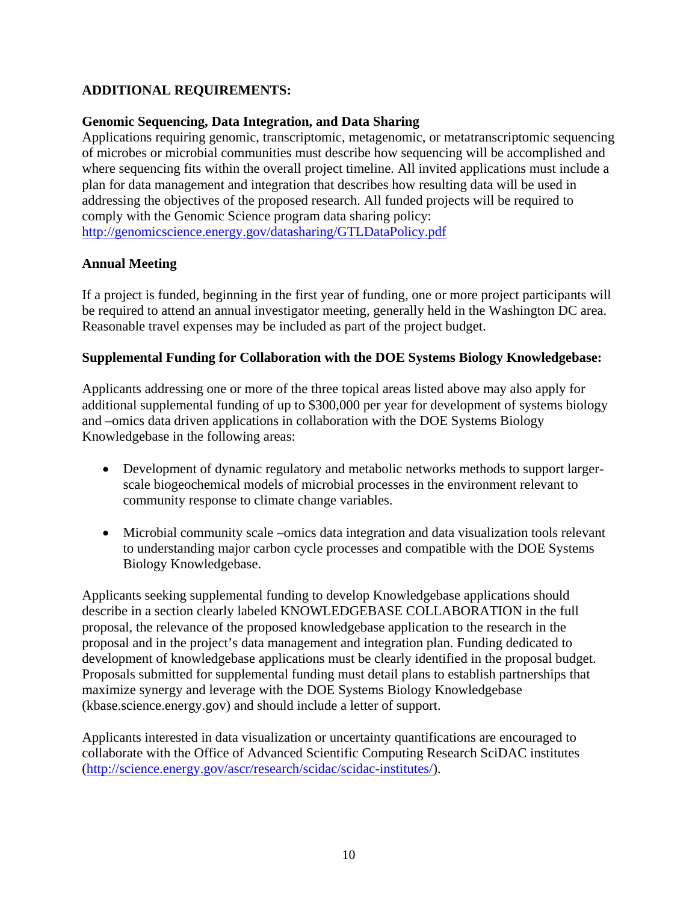**ADDITIONAL REQUIREMENTS:**

**Genomic Sequencing, Data Integration, and Data Sharing**

Applications requiring genomic, transcriptomic, metagenomic, or metatranscriptomic sequencing of microbes or microbial communities must describe how sequencing will be accomplished and where sequencing fits within the overall project timeline. All invited applications must include a plan for data management and integration that describes how resulting data will be used in addressing the objectives of the proposed research. All funded projects will be required to comply with the Genomic Science program data sharing policy: http://genomicscience.energy.gov/datasharing/GTLDataPolicy.pdf

**Annual Meeting**

If a project is funded, beginning in the first year of funding, one or more project participants will be required to attend an annual investigator meeting, generally held in the Washington DC area. Reasonable travel expenses may be included as part of the project budget.

**Supplemental Funding for Collaboration with the DOE Systems Biology Knowledgebase:**

Applicants addressing one or more of the three topical areas listed above may also apply for additional supplemental funding of up to $300,000 per year for development of systems biology and –omics data driven applications in collaboration with the DOE Systems Biology Knowledgebase in the following areas:

- Development of dynamic regulatory and metabolic networks methods to support larger-scale biogeochemical models of microbial processes in the environment relevant to community response to climate change variables.

- Microbial community scale –omics data integration and data visualization tools relevant to understanding major carbon cycle processes and compatible with the DOE Systems Biology Knowledgebase.

Applicants seeking supplemental funding to develop Knowledgebase applications should describe in a section clearly labeled KNOWLEDGEBASE COLLABORATION in the full proposal, the relevance of the proposed knowledgebase application to the research in the proposal and in the project's data management and integration plan. Funding dedicated to development of knowledgebase applications must be clearly identified in the proposal budget. Proposals submitted for supplemental funding must detail plans to establish partnerships that maximize synergy and leverage with the DOE Systems Biology Knowledgebase (kbase.science.energy.gov) and should include a letter of support.

Applicants interested in data visualization or uncertainty quantifications are encouraged to collaborate with the Office of Advanced Scientific Computing Research SciDAC institutes (http://science.energy.gov/ascr/research/scidac/scidac-institutes/).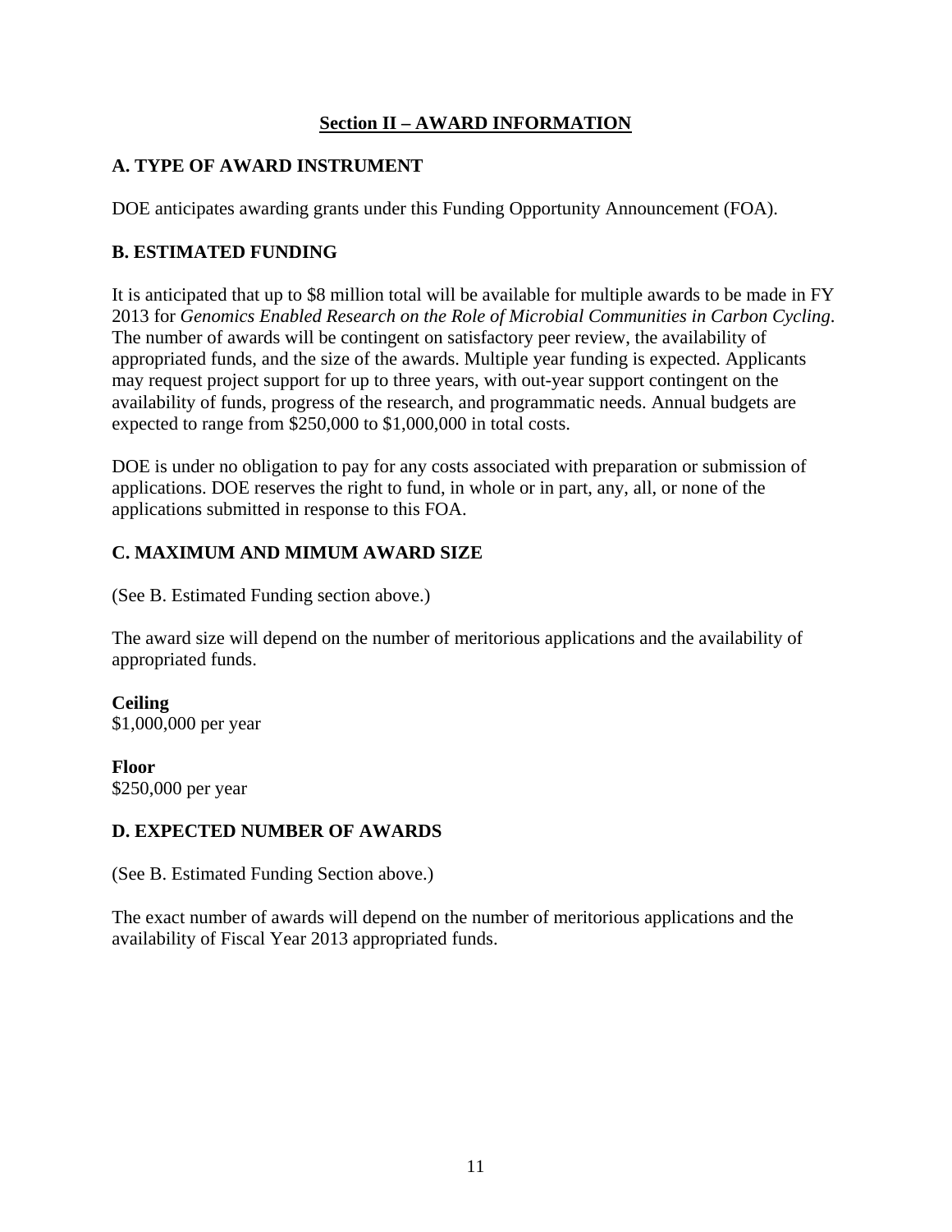## Section II – AWARD INFORMATION

### A. TYPE OF AWARD INSTRUMENT

DOE anticipates awarding grants under this Funding Opportunity Announcement (FOA).

### B. ESTIMATED FUNDING

It is anticipated that up to $8 million total will be available for multiple awards to be made in FY 2013 for *Genomics Enabled Research on the Role of Microbial Communities in Carbon Cycling*. The number of awards will be contingent on satisfactory peer review, the availability of appropriated funds, and the size of the awards. Multiple year funding is expected. Applicants may request project support for up to three years, with out-year support contingent on the availability of funds, progress of the research, and programmatic needs. Annual budgets are expected to range from $250,000 to $1,000,000 in total costs.

DOE is under no obligation to pay for any costs associated with preparation or submission of applications. DOE reserves the right to fund, in whole or in part, any, all, or none of the applications submitted in response to this FOA.

### C. MAXIMUM AND MIMUM AWARD SIZE

(See B. Estimated Funding section above.)

The award size will depend on the number of meritorious applications and the availability of appropriated funds.

**Ceiling**
$1,000,000 per year

**Floor**
$250,000 per year

### D. EXPECTED NUMBER OF AWARDS

(See B. Estimated Funding Section above.)

The exact number of awards will depend on the number of meritorious applications and the availability of Fiscal Year 2013 appropriated funds.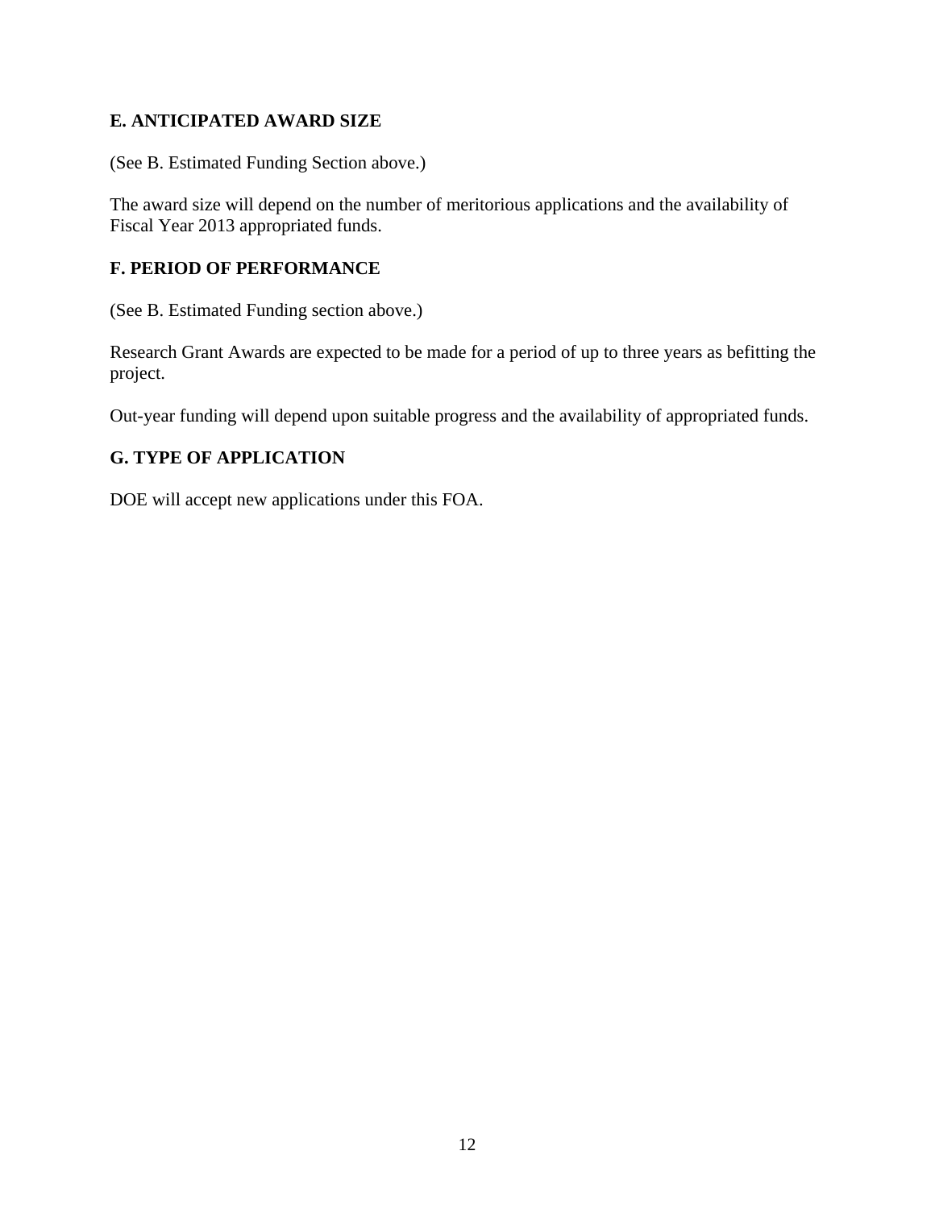## E. ANTICIPATED AWARD SIZE

(See B. Estimated Funding Section above.)

The award size will depend on the number of meritorious applications and the availability of Fiscal Year 2013 appropriated funds.

## F. PERIOD OF PERFORMANCE

(See B. Estimated Funding section above.)

Research Grant Awards are expected to be made for a period of up to three years as befitting the project.

Out-year funding will depend upon suitable progress and the availability of appropriated funds.

## G. TYPE OF APPLICATION

DOE will accept new applications under this FOA.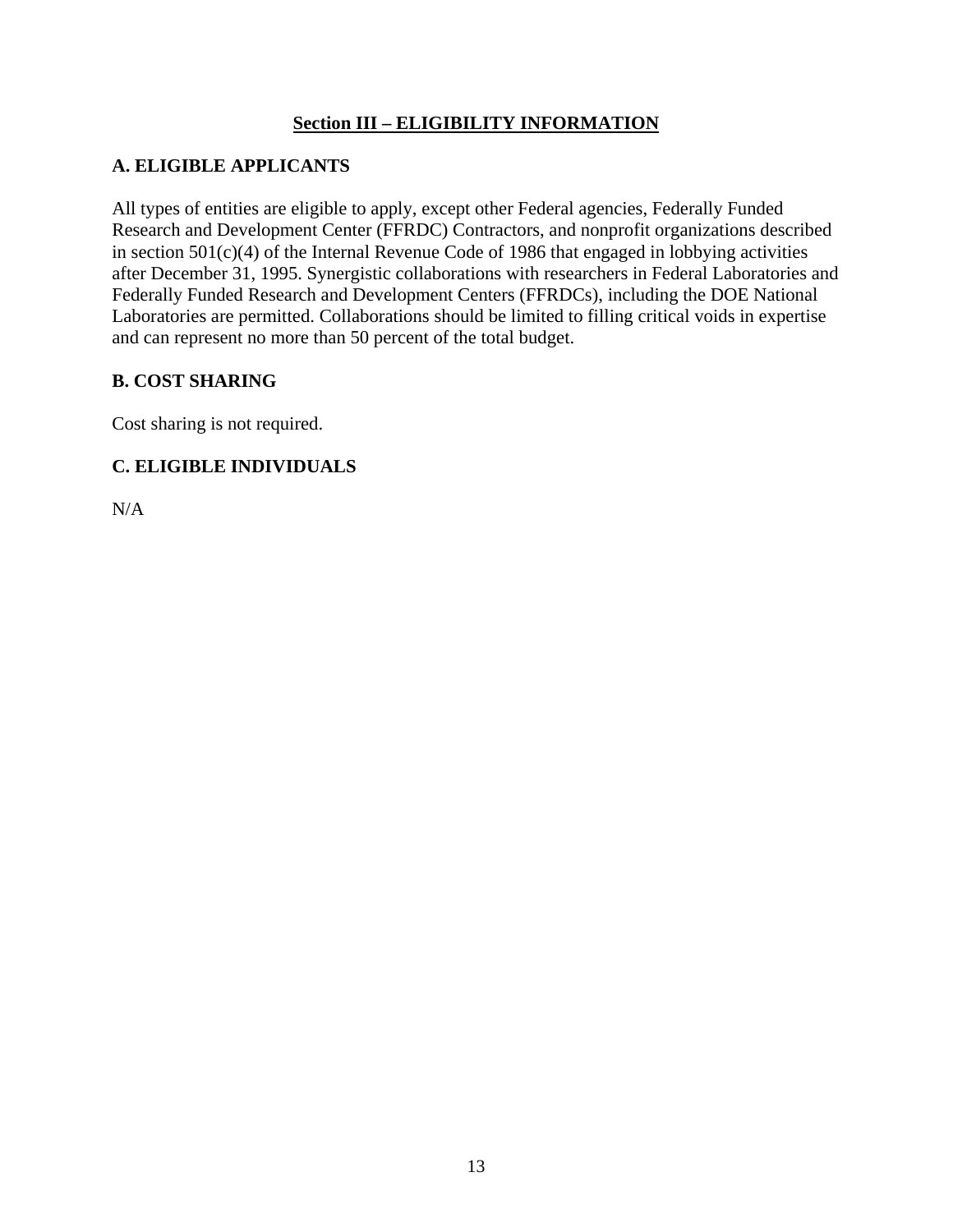## Section III – ELIGIBILITY INFORMATION

### A. ELIGIBLE APPLICANTS

All types of entities are eligible to apply, except other Federal agencies, Federally Funded Research and Development Center (FFRDC) Contractors, and nonprofit organizations described in section 501(c)(4) of the Internal Revenue Code of 1986 that engaged in lobbying activities after December 31, 1995. Synergistic collaborations with researchers in Federal Laboratories and Federally Funded Research and Development Centers (FFRDCs), including the DOE National Laboratories are permitted. Collaborations should be limited to filling critical voids in expertise and can represent no more than 50 percent of the total budget.

### B. COST SHARING

Cost sharing is not required.

### C. ELIGIBLE INDIVIDUALS

N/A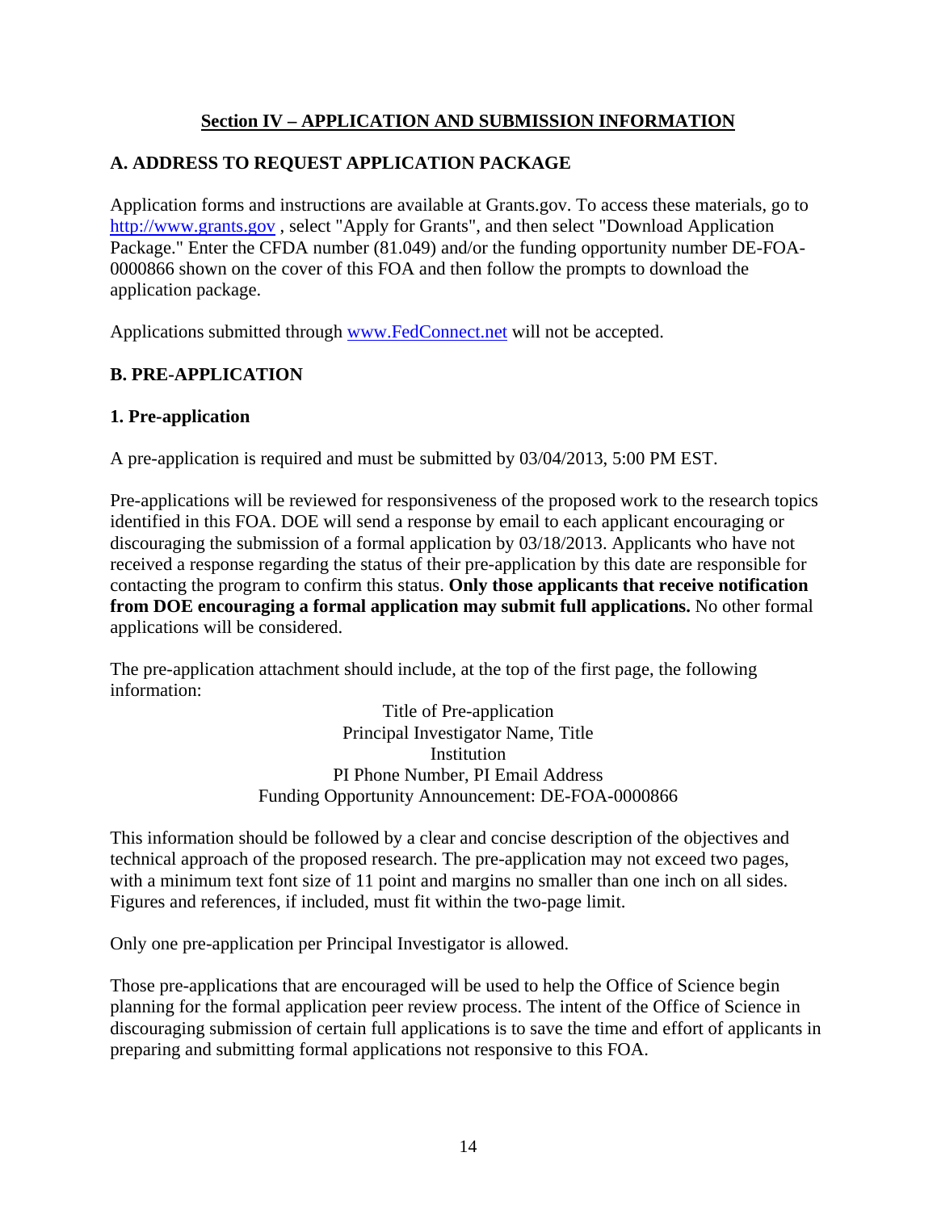## Section IV – APPLICATION AND SUBMISSION INFORMATION

### A. ADDRESS TO REQUEST APPLICATION PACKAGE

Application forms and instructions are available at Grants.gov. To access these materials, go to http://www.grants.gov , select "Apply for Grants", and then select "Download Application Package." Enter the CFDA number (81.049) and/or the funding opportunity number DE-FOA-0000866 shown on the cover of this FOA and then follow the prompts to download the application package.

Applications submitted through www.FedConnect.net will not be accepted.

### B. PRE-APPLICATION

#### 1. Pre-application

A pre-application is required and must be submitted by 03/04/2013, 5:00 PM EST.

Pre-applications will be reviewed for responsiveness of the proposed work to the research topics identified in this FOA. DOE will send a response by email to each applicant encouraging or discouraging the submission of a formal application by 03/18/2013. Applicants who have not received a response regarding the status of their pre-application by this date are responsible for contacting the program to confirm this status. **Only those applicants that receive notification from DOE encouraging a formal application may submit full applications.** No other formal applications will be considered.

The pre-application attachment should include, at the top of the first page, the following information:

Title of Pre-application
Principal Investigator Name, Title
Institution
PI Phone Number, PI Email Address
Funding Opportunity Announcement: DE-FOA-0000866

This information should be followed by a clear and concise description of the objectives and technical approach of the proposed research. The pre-application may not exceed two pages, with a minimum text font size of 11 point and margins no smaller than one inch on all sides. Figures and references, if included, must fit within the two-page limit.

Only one pre-application per Principal Investigator is allowed.

Those pre-applications that are encouraged will be used to help the Office of Science begin planning for the formal application peer review process. The intent of the Office of Science in discouraging submission of certain full applications is to save the time and effort of applicants in preparing and submitting formal applications not responsive to this FOA.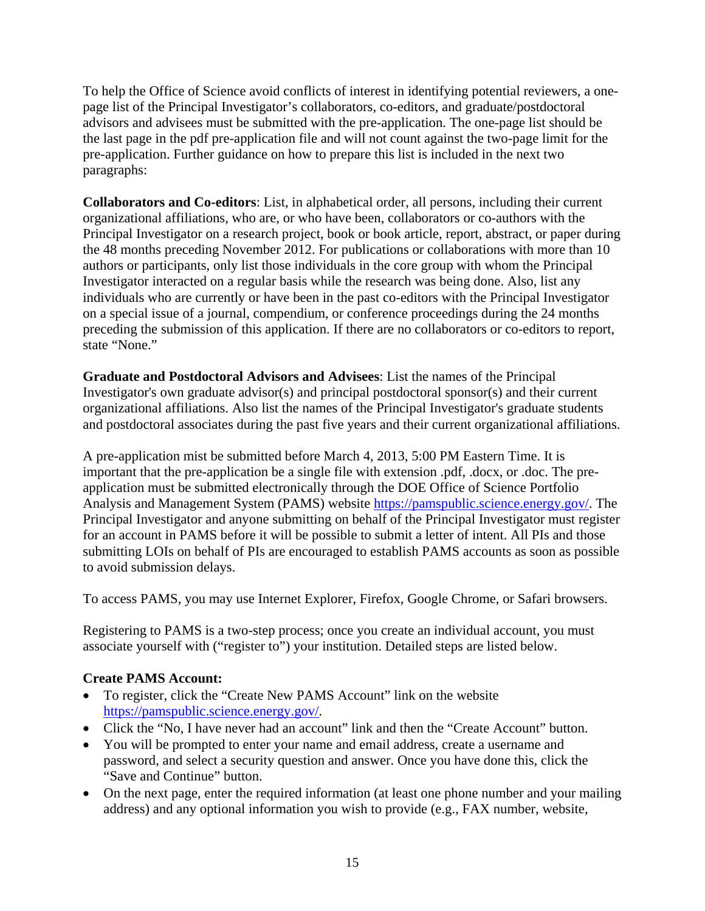To help the Office of Science avoid conflicts of interest in identifying potential reviewers, a one-page list of the Principal Investigator's collaborators, co-editors, and graduate/postdoctoral advisors and advisees must be submitted with the pre-application. The one-page list should be the last page in the pdf pre-application file and will not count against the two-page limit for the pre-application. Further guidance on how to prepare this list is included in the next two paragraphs:

**Collaborators and Co-editors**: List, in alphabetical order, all persons, including their current organizational affiliations, who are, or who have been, collaborators or co-authors with the Principal Investigator on a research project, book or book article, report, abstract, or paper during the 48 months preceding November 2012. For publications or collaborations with more than 10 authors or participants, only list those individuals in the core group with whom the Principal Investigator interacted on a regular basis while the research was being done. Also, list any individuals who are currently or have been in the past co-editors with the Principal Investigator on a special issue of a journal, compendium, or conference proceedings during the 24 months preceding the submission of this application. If there are no collaborators or co-editors to report, state "None."

**Graduate and Postdoctoral Advisors and Advisees**: List the names of the Principal Investigator's own graduate advisor(s) and principal postdoctoral sponsor(s) and their current organizational affiliations. Also list the names of the Principal Investigator's graduate students and postdoctoral associates during the past five years and their current organizational affiliations.

A pre-application mist be submitted before March 4, 2013, 5:00 PM Eastern Time. It is important that the pre-application be a single file with extension .pdf, .docx, or .doc. The pre-application must be submitted electronically through the DOE Office of Science Portfolio Analysis and Management System (PAMS) website https://pamspublic.science.energy.gov/. The Principal Investigator and anyone submitting on behalf of the Principal Investigator must register for an account in PAMS before it will be possible to submit a letter of intent. All PIs and those submitting LOIs on behalf of PIs are encouraged to establish PAMS accounts as soon as possible to avoid submission delays.

To access PAMS, you may use Internet Explorer, Firefox, Google Chrome, or Safari browsers.

Registering to PAMS is a two-step process; once you create an individual account, you must associate yourself with ("register to") your institution. Detailed steps are listed below.

**Create PAMS Account:**

- To register, click the "Create New PAMS Account" link on the website https://pamspublic.science.energy.gov/.
- Click the "No, I have never had an account" link and then the "Create Account" button.
- You will be prompted to enter your name and email address, create a username and password, and select a security question and answer. Once you have done this, click the "Save and Continue" button.
- On the next page, enter the required information (at least one phone number and your mailing address) and any optional information you wish to provide (e.g., FAX number, website,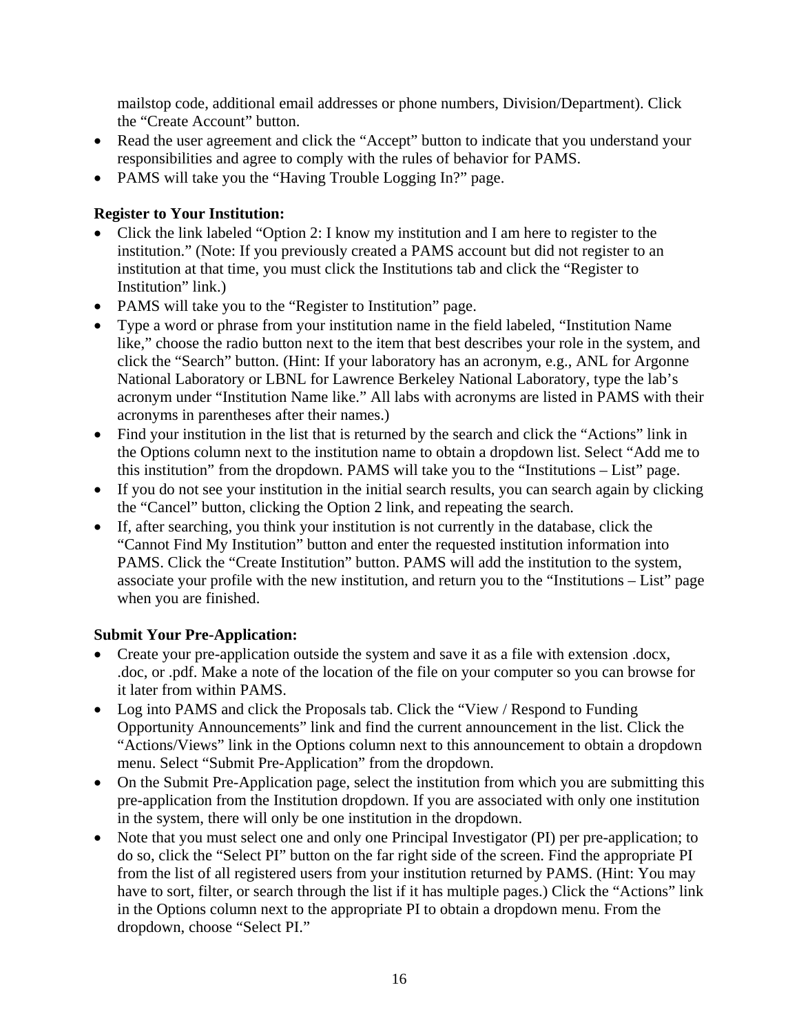mailstop code, additional email addresses or phone numbers, Division/Department). Click the "Create Account" button.

- Read the user agreement and click the "Accept" button to indicate that you understand your responsibilities and agree to comply with the rules of behavior for PAMS.
- PAMS will take you the "Having Trouble Logging In?" page.

**Register to Your Institution:**

- Click the link labeled "Option 2: I know my institution and I am here to register to the institution." (Note: If you previously created a PAMS account but did not register to an institution at that time, you must click the Institutions tab and click the "Register to Institution" link.)
- PAMS will take you to the "Register to Institution" page.
- Type a word or phrase from your institution name in the field labeled, "Institution Name like," choose the radio button next to the item that best describes your role in the system, and click the "Search" button. (Hint: If your laboratory has an acronym, e.g., ANL for Argonne National Laboratory or LBNL for Lawrence Berkeley National Laboratory, type the lab's acronym under "Institution Name like." All labs with acronyms are listed in PAMS with their acronyms in parentheses after their names.)
- Find your institution in the list that is returned by the search and click the "Actions" link in the Options column next to the institution name to obtain a dropdown list. Select "Add me to this institution" from the dropdown. PAMS will take you to the "Institutions – List" page.
- If you do not see your institution in the initial search results, you can search again by clicking the "Cancel" button, clicking the Option 2 link, and repeating the search.
- If, after searching, you think your institution is not currently in the database, click the "Cannot Find My Institution" button and enter the requested institution information into PAMS. Click the "Create Institution" button. PAMS will add the institution to the system, associate your profile with the new institution, and return you to the "Institutions – List" page when you are finished.

**Submit Your Pre-Application:**

- Create your pre-application outside the system and save it as a file with extension .docx, .doc, or .pdf. Make a note of the location of the file on your computer so you can browse for it later from within PAMS.
- Log into PAMS and click the Proposals tab. Click the "View / Respond to Funding Opportunity Announcements" link and find the current announcement in the list. Click the "Actions/Views" link in the Options column next to this announcement to obtain a dropdown menu. Select "Submit Pre-Application" from the dropdown.
- On the Submit Pre-Application page, select the institution from which you are submitting this pre-application from the Institution dropdown. If you are associated with only one institution in the system, there will only be one institution in the dropdown.
- Note that you must select one and only one Principal Investigator (PI) per pre-application; to do so, click the "Select PI" button on the far right side of the screen. Find the appropriate PI from the list of all registered users from your institution returned by PAMS. (Hint: You may have to sort, filter, or search through the list if it has multiple pages.) Click the "Actions" link in the Options column next to the appropriate PI to obtain a dropdown menu. From the dropdown, choose "Select PI."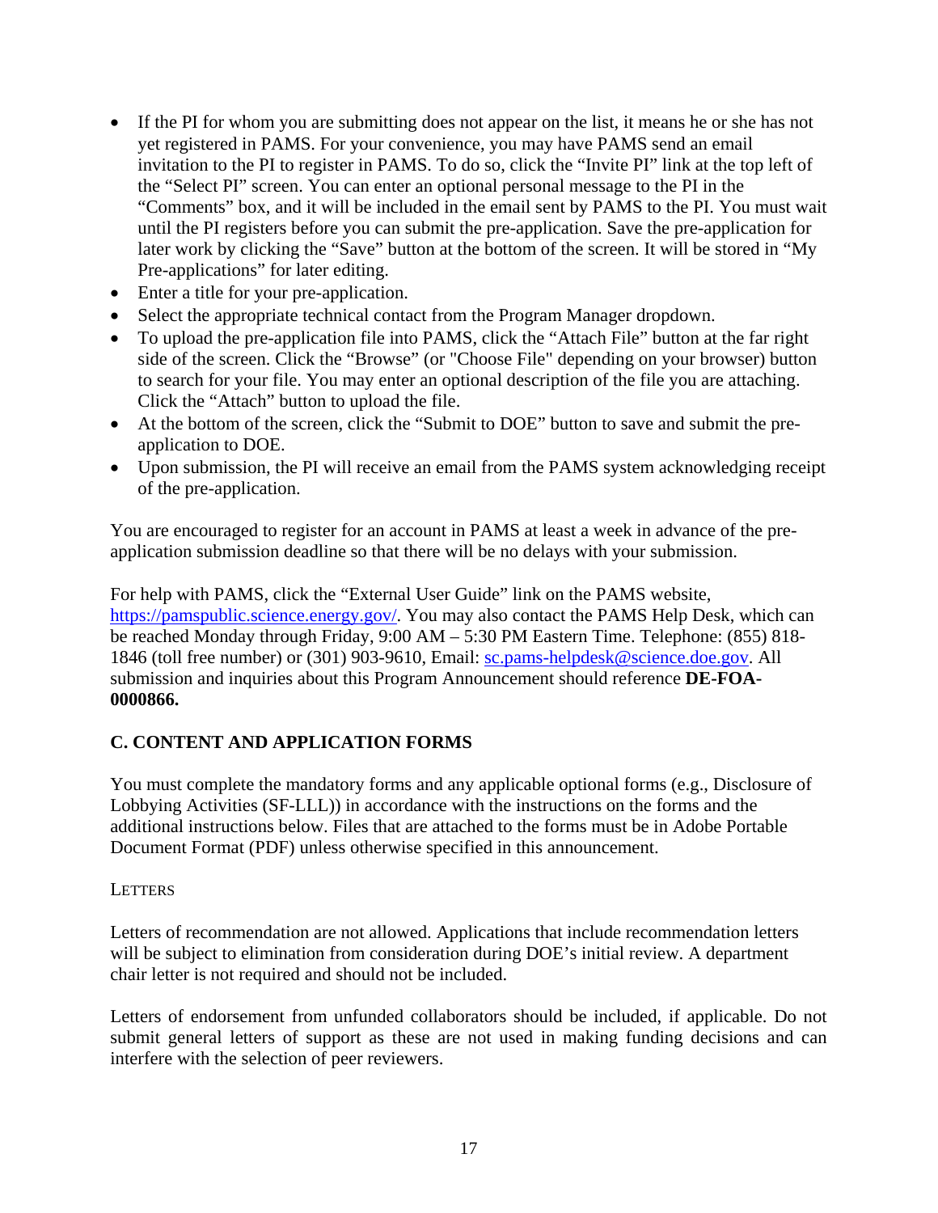- If the PI for whom you are submitting does not appear on the list, it means he or she has not yet registered in PAMS. For your convenience, you may have PAMS send an email invitation to the PI to register in PAMS. To do so, click the "Invite PI" link at the top left of the "Select PI" screen. You can enter an optional personal message to the PI in the "Comments" box, and it will be included in the email sent by PAMS to the PI. You must wait until the PI registers before you can submit the pre-application. Save the pre-application for later work by clicking the "Save" button at the bottom of the screen. It will be stored in "My Pre-applications" for later editing.
- Enter a title for your pre-application.
- Select the appropriate technical contact from the Program Manager dropdown.
- To upload the pre-application file into PAMS, click the "Attach File" button at the far right side of the screen. Click the "Browse" (or "Choose File" depending on your browser) button to search for your file. You may enter an optional description of the file you are attaching. Click the "Attach" button to upload the file.
- At the bottom of the screen, click the "Submit to DOE" button to save and submit the pre-application to DOE.
- Upon submission, the PI will receive an email from the PAMS system acknowledging receipt of the pre-application.

You are encouraged to register for an account in PAMS at least a week in advance of the pre-application submission deadline so that there will be no delays with your submission.

For help with PAMS, click the "External User Guide" link on the PAMS website, https://pamspublic.science.energy.gov/. You may also contact the PAMS Help Desk, which can be reached Monday through Friday, 9:00 AM – 5:30 PM Eastern Time. Telephone: (855) 818-1846 (toll free number) or (301) 903-9610, Email: sc.pams-helpdesk@science.doe.gov. All submission and inquiries about this Program Announcement should reference **DE-FOA-0000866.**

## C. CONTENT AND APPLICATION FORMS

You must complete the mandatory forms and any applicable optional forms (e.g., Disclosure of Lobbying Activities (SF-LLL)) in accordance with the instructions on the forms and the additional instructions below. Files that are attached to the forms must be in Adobe Portable Document Format (PDF) unless otherwise specified in this announcement.

### LETTERS

Letters of recommendation are not allowed. Applications that include recommendation letters will be subject to elimination from consideration during DOE's initial review. A department chair letter is not required and should not be included.

Letters of endorsement from unfunded collaborators should be included, if applicable. Do not submit general letters of support as these are not used in making funding decisions and can interfere with the selection of peer reviewers.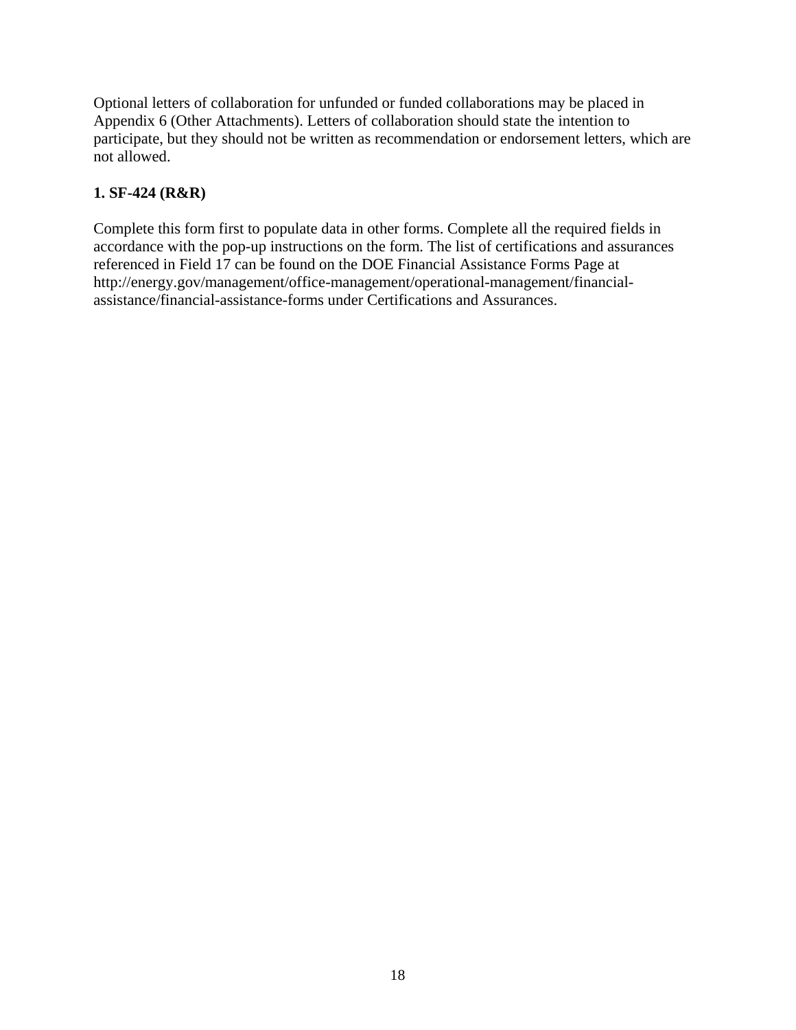Optional letters of collaboration for unfunded or funded collaborations may be placed in Appendix 6 (Other Attachments). Letters of collaboration should state the intention to participate, but they should not be written as recommendation or endorsement letters, which are not allowed.

**1. SF-424 (R&R)**

Complete this form first to populate data in other forms. Complete all the required fields in accordance with the pop-up instructions on the form. The list of certifications and assurances referenced in Field 17 can be found on the DOE Financial Assistance Forms Page at http://energy.gov/management/office-management/operational-management/financial-assistance/financial-assistance-forms under Certifications and Assurances.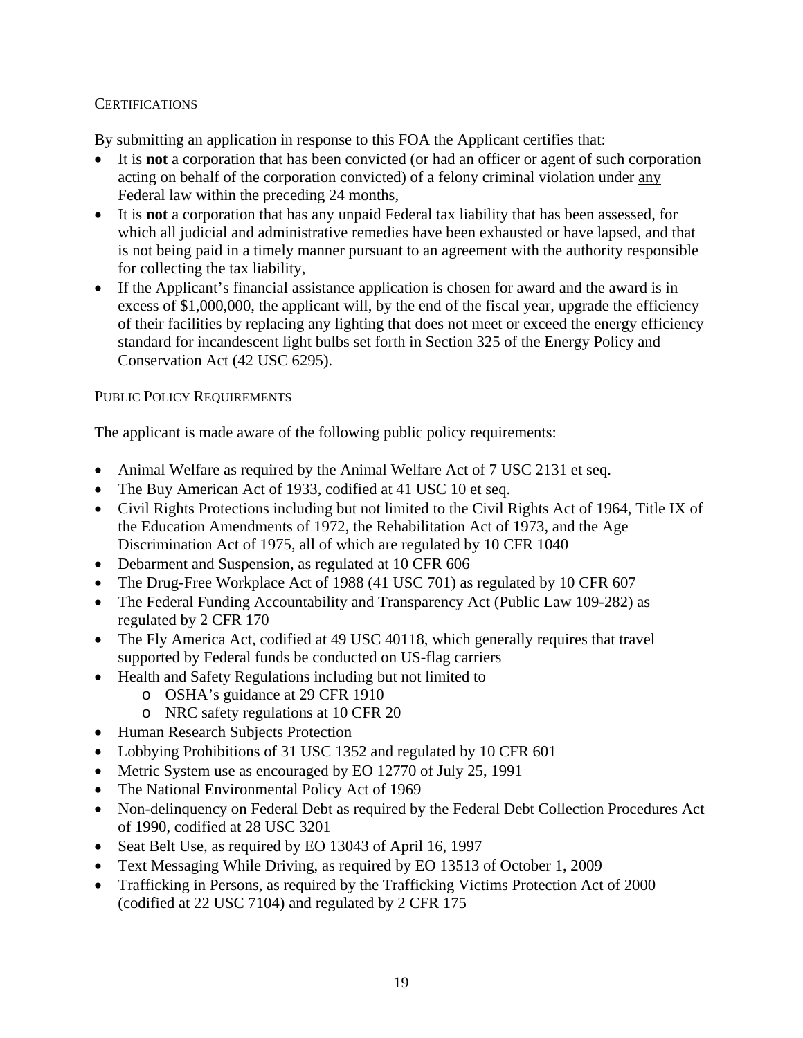## CERTIFICATIONS

By submitting an application in response to this FOA the Applicant certifies that:

- It is **not** a corporation that has been convicted (or had an officer or agent of such corporation acting on behalf of the corporation convicted) of a felony criminal violation under <u>any</u> Federal law within the preceding 24 months,
- It is **not** a corporation that has any unpaid Federal tax liability that has been assessed, for which all judicial and administrative remedies have been exhausted or have lapsed, and that is not being paid in a timely manner pursuant to an agreement with the authority responsible for collecting the tax liability,
- If the Applicant's financial assistance application is chosen for award and the award is in excess of $1,000,000, the applicant will, by the end of the fiscal year, upgrade the efficiency of their facilities by replacing any lighting that does not meet or exceed the energy efficiency standard for incandescent light bulbs set forth in Section 325 of the Energy Policy and Conservation Act (42 USC 6295).

## PUBLIC POLICY REQUIREMENTS

The applicant is made aware of the following public policy requirements:

- Animal Welfare as required by the Animal Welfare Act of 7 USC 2131 et seq.
- The Buy American Act of 1933, codified at 41 USC 10 et seq.
- Civil Rights Protections including but not limited to the Civil Rights Act of 1964, Title IX of the Education Amendments of 1972, the Rehabilitation Act of 1973, and the Age Discrimination Act of 1975, all of which are regulated by 10 CFR 1040
- Debarment and Suspension, as regulated at 10 CFR 606
- The Drug-Free Workplace Act of 1988 (41 USC 701) as regulated by 10 CFR 607
- The Federal Funding Accountability and Transparency Act (Public Law 109-282) as regulated by 2 CFR 170
- The Fly America Act, codified at 49 USC 40118, which generally requires that travel supported by Federal funds be conducted on US-flag carriers
- Health and Safety Regulations including but not limited to
  - OSHA's guidance at 29 CFR 1910
  - NRC safety regulations at 10 CFR 20
- Human Research Subjects Protection
- Lobbying Prohibitions of 31 USC 1352 and regulated by 10 CFR 601
- Metric System use as encouraged by EO 12770 of July 25, 1991
- The National Environmental Policy Act of 1969
- Non-delinquency on Federal Debt as required by the Federal Debt Collection Procedures Act of 1990, codified at 28 USC 3201
- Seat Belt Use, as required by EO 13043 of April 16, 1997
- Text Messaging While Driving, as required by EO 13513 of October 1, 2009
- Trafficking in Persons, as required by the Trafficking Victims Protection Act of 2000 (codified at 22 USC 7104) and regulated by 2 CFR 175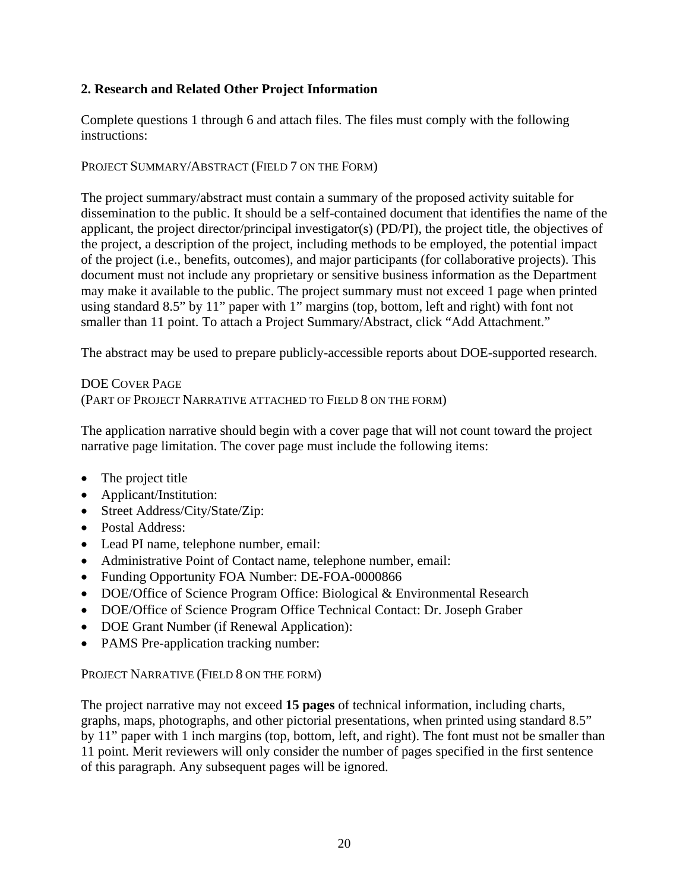## 2. Research and Related Other Project Information

Complete questions 1 through 6 and attach files. The files must comply with the following instructions:

PROJECT SUMMARY/ABSTRACT (FIELD 7 ON THE FORM)

The project summary/abstract must contain a summary of the proposed activity suitable for dissemination to the public. It should be a self-contained document that identifies the name of the applicant, the project director/principal investigator(s) (PD/PI), the project title, the objectives of the project, a description of the project, including methods to be employed, the potential impact of the project (i.e., benefits, outcomes), and major participants (for collaborative projects). This document must not include any proprietary or sensitive business information as the Department may make it available to the public. The project summary must not exceed 1 page when printed using standard 8.5" by 11" paper with 1" margins (top, bottom, left and right) with font not smaller than 11 point. To attach a Project Summary/Abstract, click "Add Attachment."

The abstract may be used to prepare publicly-accessible reports about DOE-supported research.

DOE COVER PAGE
(PART OF PROJECT NARRATIVE ATTACHED TO FIELD 8 ON THE FORM)

The application narrative should begin with a cover page that will not count toward the project narrative page limitation. The cover page must include the following items:

- The project title
- Applicant/Institution:
- Street Address/City/State/Zip:
- Postal Address:
- Lead PI name, telephone number, email:
- Administrative Point of Contact name, telephone number, email:
- Funding Opportunity FOA Number: DE-FOA-0000866
- DOE/Office of Science Program Office: Biological & Environmental Research
- DOE/Office of Science Program Office Technical Contact: Dr. Joseph Graber
- DOE Grant Number (if Renewal Application):
- PAMS Pre-application tracking number:

PROJECT NARRATIVE (FIELD 8 ON THE FORM)

The project narrative may not exceed **15 pages** of technical information, including charts, graphs, maps, photographs, and other pictorial presentations, when printed using standard 8.5" by 11" paper with 1 inch margins (top, bottom, left, and right). The font must not be smaller than 11 point. Merit reviewers will only consider the number of pages specified in the first sentence of this paragraph. Any subsequent pages will be ignored.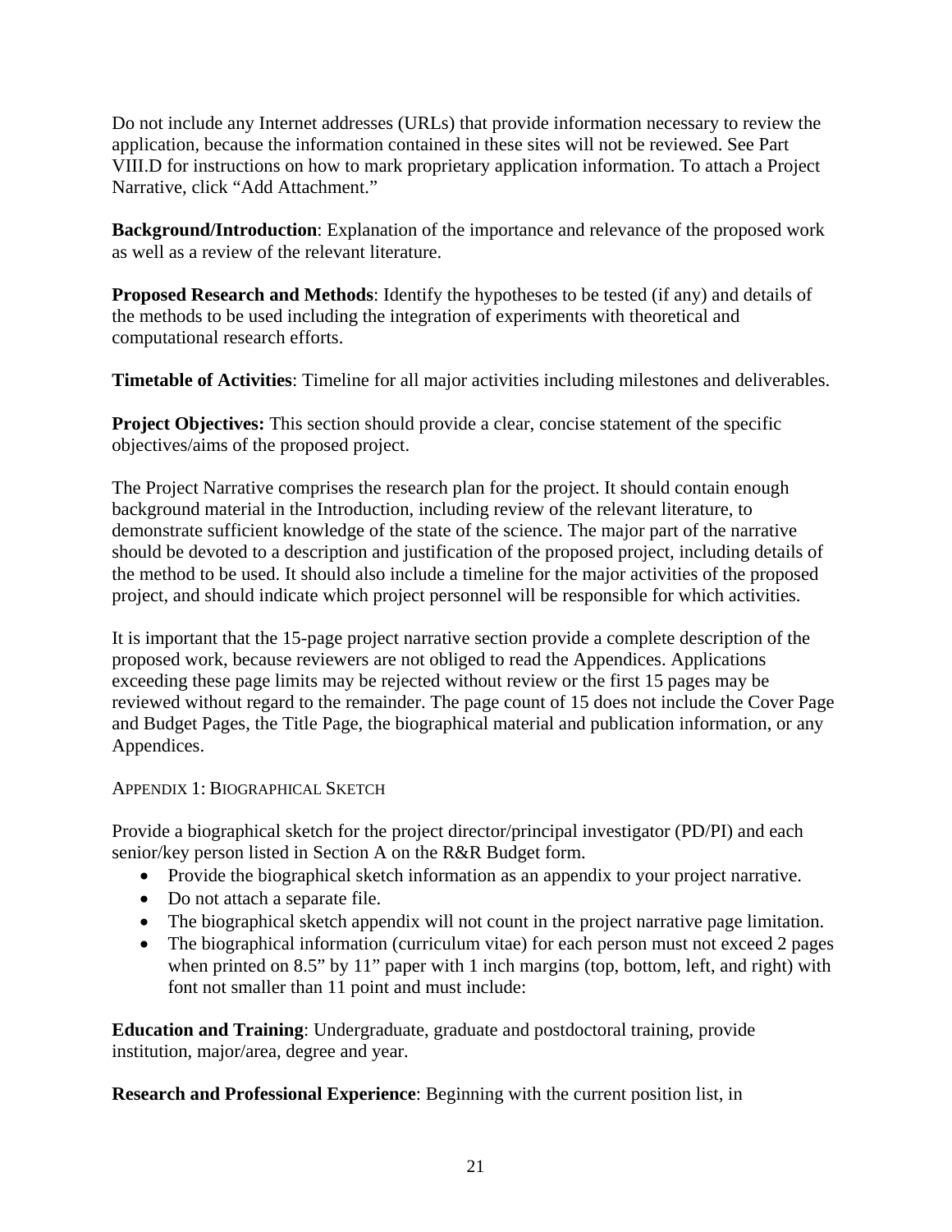Do not include any Internet addresses (URLs) that provide information necessary to review the application, because the information contained in these sites will not be reviewed. See Part VIII.D for instructions on how to mark proprietary application information. To attach a Project Narrative, click "Add Attachment."

**Background/Introduction**: Explanation of the importance and relevance of the proposed work as well as a review of the relevant literature.

**Proposed Research and Methods**: Identify the hypotheses to be tested (if any) and details of the methods to be used including the integration of experiments with theoretical and computational research efforts.

**Timetable of Activities**: Timeline for all major activities including milestones and deliverables.

**Project Objectives:** This section should provide a clear, concise statement of the specific objectives/aims of the proposed project.

The Project Narrative comprises the research plan for the project. It should contain enough background material in the Introduction, including review of the relevant literature, to demonstrate sufficient knowledge of the state of the science. The major part of the narrative should be devoted to a description and justification of the proposed project, including details of the method to be used. It should also include a timeline for the major activities of the proposed project, and should indicate which project personnel will be responsible for which activities.

It is important that the 15-page project narrative section provide a complete description of the proposed work, because reviewers are not obliged to read the Appendices. Applications exceeding these page limits may be rejected without review or the first 15 pages may be reviewed without regard to the remainder. The page count of 15 does not include the Cover Page and Budget Pages, the Title Page, the biographical material and publication information, or any Appendices.

APPENDIX 1: BIOGRAPHICAL SKETCH

Provide a biographical sketch for the project director/principal investigator (PD/PI) and each senior/key person listed in Section A on the R&R Budget form.

- Provide the biographical sketch information as an appendix to your project narrative.
- Do not attach a separate file.
- The biographical sketch appendix will not count in the project narrative page limitation.
- The biographical information (curriculum vitae) for each person must not exceed 2 pages when printed on 8.5" by 11" paper with 1 inch margins (top, bottom, left, and right) with font not smaller than 11 point and must include:

**Education and Training**: Undergraduate, graduate and postdoctoral training, provide institution, major/area, degree and year.

**Research and Professional Experience**: Beginning with the current position list, in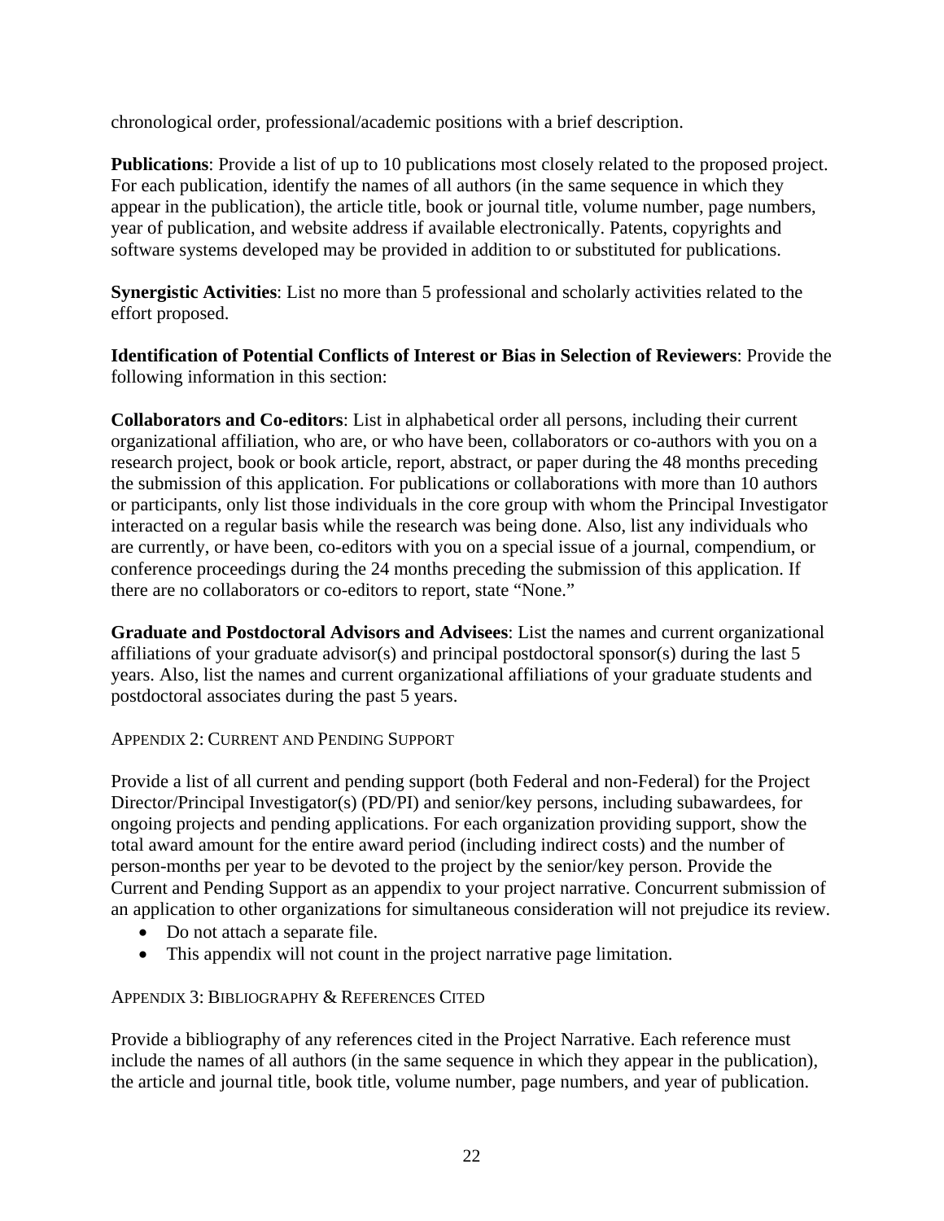chronological order, professional/academic positions with a brief description.

**Publications**: Provide a list of up to 10 publications most closely related to the proposed project. For each publication, identify the names of all authors (in the same sequence in which they appear in the publication), the article title, book or journal title, volume number, page numbers, year of publication, and website address if available electronically. Patents, copyrights and software systems developed may be provided in addition to or substituted for publications.

**Synergistic Activities**: List no more than 5 professional and scholarly activities related to the effort proposed.

**Identification of Potential Conflicts of Interest or Bias in Selection of Reviewers**: Provide the following information in this section:

**Collaborators and Co-editors**: List in alphabetical order all persons, including their current organizational affiliation, who are, or who have been, collaborators or co-authors with you on a research project, book or book article, report, abstract, or paper during the 48 months preceding the submission of this application. For publications or collaborations with more than 10 authors or participants, only list those individuals in the core group with whom the Principal Investigator interacted on a regular basis while the research was being done. Also, list any individuals who are currently, or have been, co-editors with you on a special issue of a journal, compendium, or conference proceedings during the 24 months preceding the submission of this application. If there are no collaborators or co-editors to report, state "None."

**Graduate and Postdoctoral Advisors and Advisees**: List the names and current organizational affiliations of your graduate advisor(s) and principal postdoctoral sponsor(s) during the last 5 years. Also, list the names and current organizational affiliations of your graduate students and postdoctoral associates during the past 5 years.

### Appendix 2: Current and Pending Support

Provide a list of all current and pending support (both Federal and non-Federal) for the Project Director/Principal Investigator(s) (PD/PI) and senior/key persons, including subawardees, for ongoing projects and pending applications. For each organization providing support, show the total award amount for the entire award period (including indirect costs) and the number of person-months per year to be devoted to the project by the senior/key person. Provide the Current and Pending Support as an appendix to your project narrative. Concurrent submission of an application to other organizations for simultaneous consideration will not prejudice its review.

- Do not attach a separate file.
- This appendix will not count in the project narrative page limitation.

### Appendix 3: Bibliography & References Cited

Provide a bibliography of any references cited in the Project Narrative. Each reference must include the names of all authors (in the same sequence in which they appear in the publication), the article and journal title, book title, volume number, page numbers, and year of publication.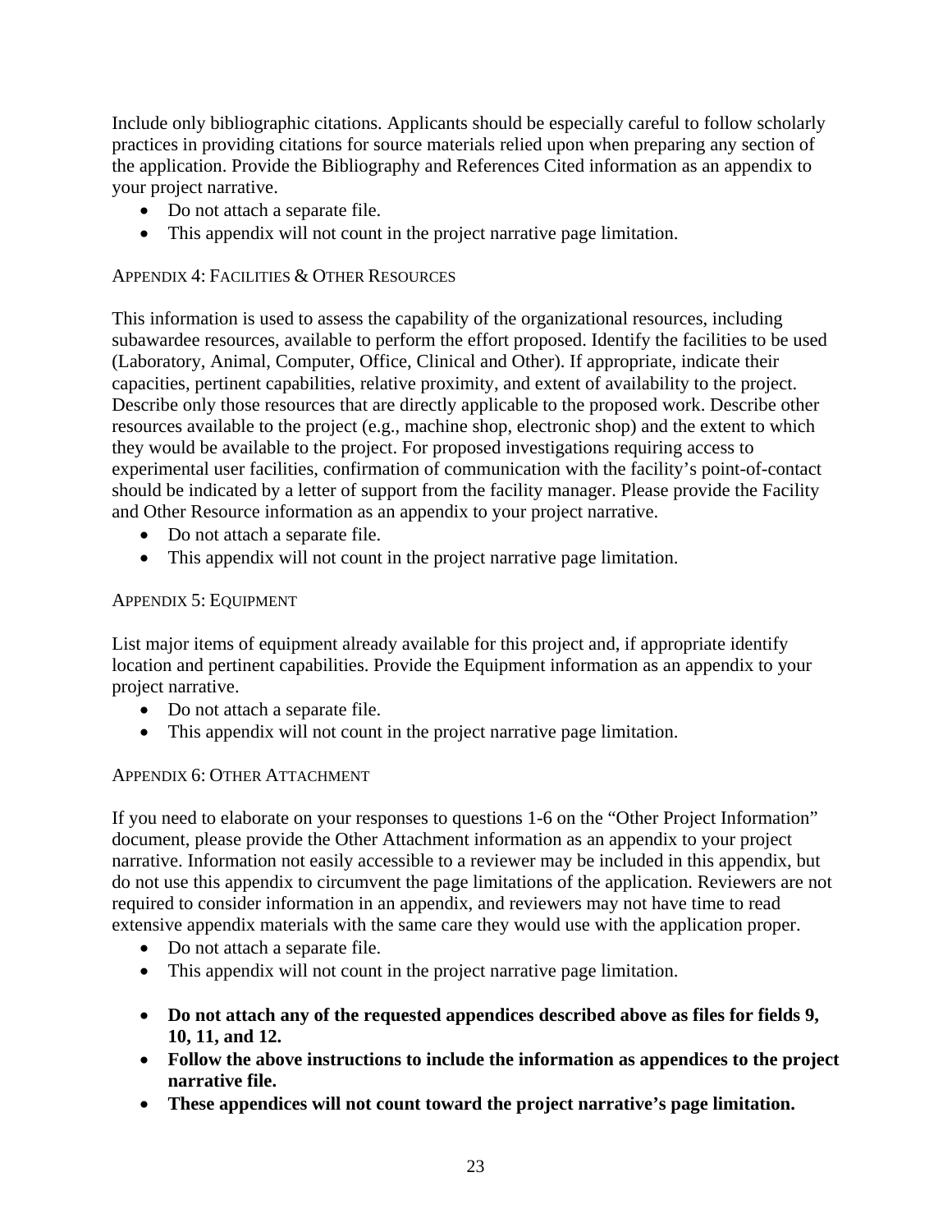Include only bibliographic citations. Applicants should be especially careful to follow scholarly practices in providing citations for source materials relied upon when preparing any section of the application. Provide the Bibliography and References Cited information as an appendix to your project narrative.

- Do not attach a separate file.
- This appendix will not count in the project narrative page limitation.

### Appendix 4: Facilities & Other Resources

This information is used to assess the capability of the organizational resources, including subawardee resources, available to perform the effort proposed. Identify the facilities to be used (Laboratory, Animal, Computer, Office, Clinical and Other). If appropriate, indicate their capacities, pertinent capabilities, relative proximity, and extent of availability to the project. Describe only those resources that are directly applicable to the proposed work. Describe other resources available to the project (e.g., machine shop, electronic shop) and the extent to which they would be available to the project. For proposed investigations requiring access to experimental user facilities, confirmation of communication with the facility's point-of-contact should be indicated by a letter of support from the facility manager. Please provide the Facility and Other Resource information as an appendix to your project narrative.

- Do not attach a separate file.
- This appendix will not count in the project narrative page limitation.

### Appendix 5: Equipment

List major items of equipment already available for this project and, if appropriate identify location and pertinent capabilities. Provide the Equipment information as an appendix to your project narrative.

- Do not attach a separate file.
- This appendix will not count in the project narrative page limitation.

### Appendix 6: Other Attachment

If you need to elaborate on your responses to questions 1-6 on the "Other Project Information" document, please provide the Other Attachment information as an appendix to your project narrative. Information not easily accessible to a reviewer may be included in this appendix, but do not use this appendix to circumvent the page limitations of the application. Reviewers are not required to consider information in an appendix, and reviewers may not have time to read extensive appendix materials with the same care they would use with the application proper.

- Do not attach a separate file.
- This appendix will not count in the project narrative page limitation.

- **Do not attach any of the requested appendices described above as files for fields 9, 10, 11, and 12.**
- **Follow the above instructions to include the information as appendices to the project narrative file.**
- **These appendices will not count toward the project narrative's page limitation.**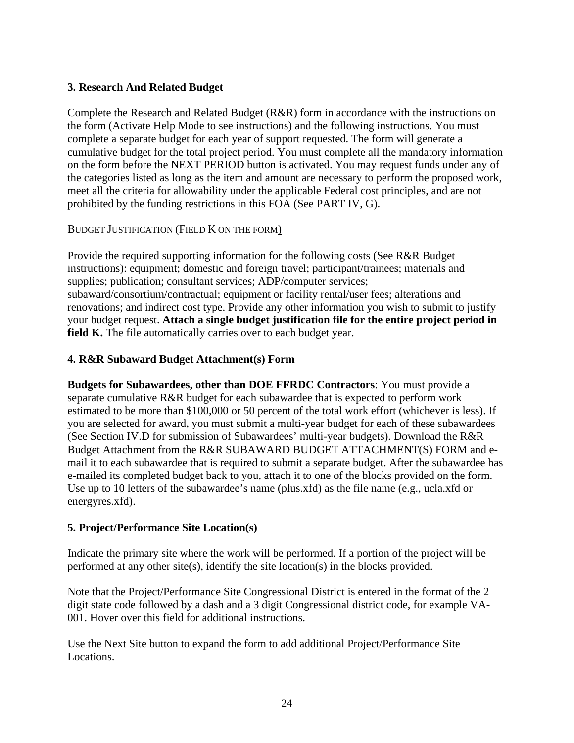### 3. Research And Related Budget

Complete the Research and Related Budget (R&R) form in accordance with the instructions on the form (Activate Help Mode to see instructions) and the following instructions. You must complete a separate budget for each year of support requested. The form will generate a cumulative budget for the total project period. You must complete all the mandatory information on the form before the NEXT PERIOD button is activated. You may request funds under any of the categories listed as long as the item and amount are necessary to perform the proposed work, meet all the criteria for allowability under the applicable Federal cost principles, and are not prohibited by the funding restrictions in this FOA (See PART IV, G).

BUDGET JUSTIFICATION (FIELD K ON THE FORM)

Provide the required supporting information for the following costs (See R&R Budget instructions): equipment; domestic and foreign travel; participant/trainees; materials and supplies; publication; consultant services; ADP/computer services; subaward/consortium/contractual; equipment or facility rental/user fees; alterations and renovations; and indirect cost type. Provide any other information you wish to submit to justify your budget request. **Attach a single budget justification file for the entire project period in field K.** The file automatically carries over to each budget year.

### 4. R&R Subaward Budget Attachment(s) Form

**Budgets for Subawardees, other than DOE FFRDC Contractors**: You must provide a separate cumulative R&R budget for each subawardee that is expected to perform work estimated to be more than $100,000 or 50 percent of the total work effort (whichever is less). If you are selected for award, you must submit a multi-year budget for each of these subawardees (See Section IV.D for submission of Subawardees' multi-year budgets). Download the R&R Budget Attachment from the R&R SUBAWARD BUDGET ATTACHMENT(S) FORM and e-mail it to each subawardee that is required to submit a separate budget. After the subawardee has e-mailed its completed budget back to you, attach it to one of the blocks provided on the form. Use up to 10 letters of the subawardee's name (plus.xfd) as the file name (e.g., ucla.xfd or energyres.xfd).

### 5. Project/Performance Site Location(s)

Indicate the primary site where the work will be performed. If a portion of the project will be performed at any other site(s), identify the site location(s) in the blocks provided.

Note that the Project/Performance Site Congressional District is entered in the format of the 2 digit state code followed by a dash and a 3 digit Congressional district code, for example VA-001. Hover over this field for additional instructions.

Use the Next Site button to expand the form to add additional Project/Performance Site Locations.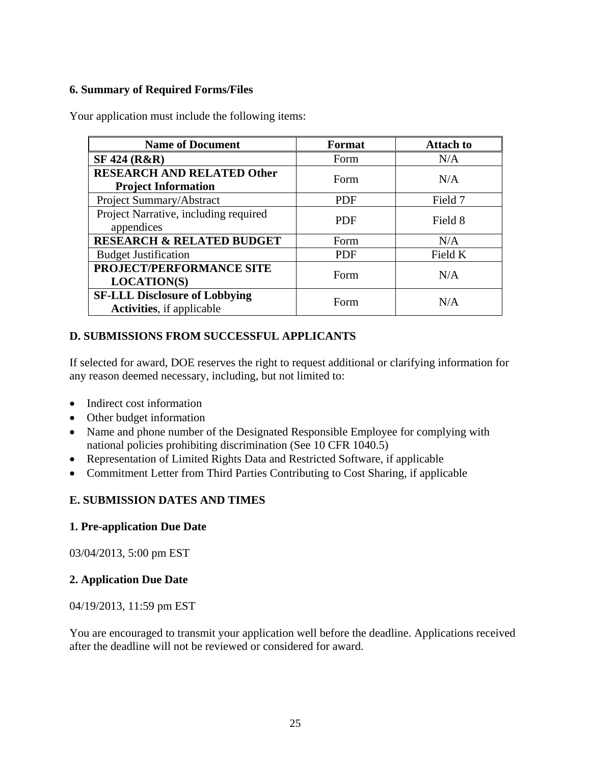### 6. Summary of Required Forms/Files

Your application must include the following items:

| Name of Document | Format | Attach to |
|---|---|---|
| **SF 424 (R&R)** | Form | N/A |
| **RESEARCH AND RELATED Other Project Information** | Form | N/A |
| Project Summary/Abstract | PDF | Field 7 |
| Project Narrative, including required appendices | PDF | Field 8 |
| **RESEARCH & RELATED BUDGET** | Form | N/A |
| Budget Justification | PDF | Field K |
| **PROJECT/PERFORMANCE SITE LOCATION(S)** | Form | N/A |
| **SF-LLL Disclosure of Lobbying Activities**, if applicable | Form | N/A |

## D. SUBMISSIONS FROM SUCCESSFUL APPLICANTS

If selected for award, DOE reserves the right to request additional or clarifying information for any reason deemed necessary, including, but not limited to:

- Indirect cost information
- Other budget information
- Name and phone number of the Designated Responsible Employee for complying with national policies prohibiting discrimination (See 10 CFR 1040.5)
- Representation of Limited Rights Data and Restricted Software, if applicable
- Commitment Letter from Third Parties Contributing to Cost Sharing, if applicable

## E. SUBMISSION DATES AND TIMES

### 1. Pre-application Due Date

03/04/2013, 5:00 pm EST

### 2. Application Due Date

04/19/2013, 11:59 pm EST

You are encouraged to transmit your application well before the deadline. Applications received after the deadline will not be reviewed or considered for award.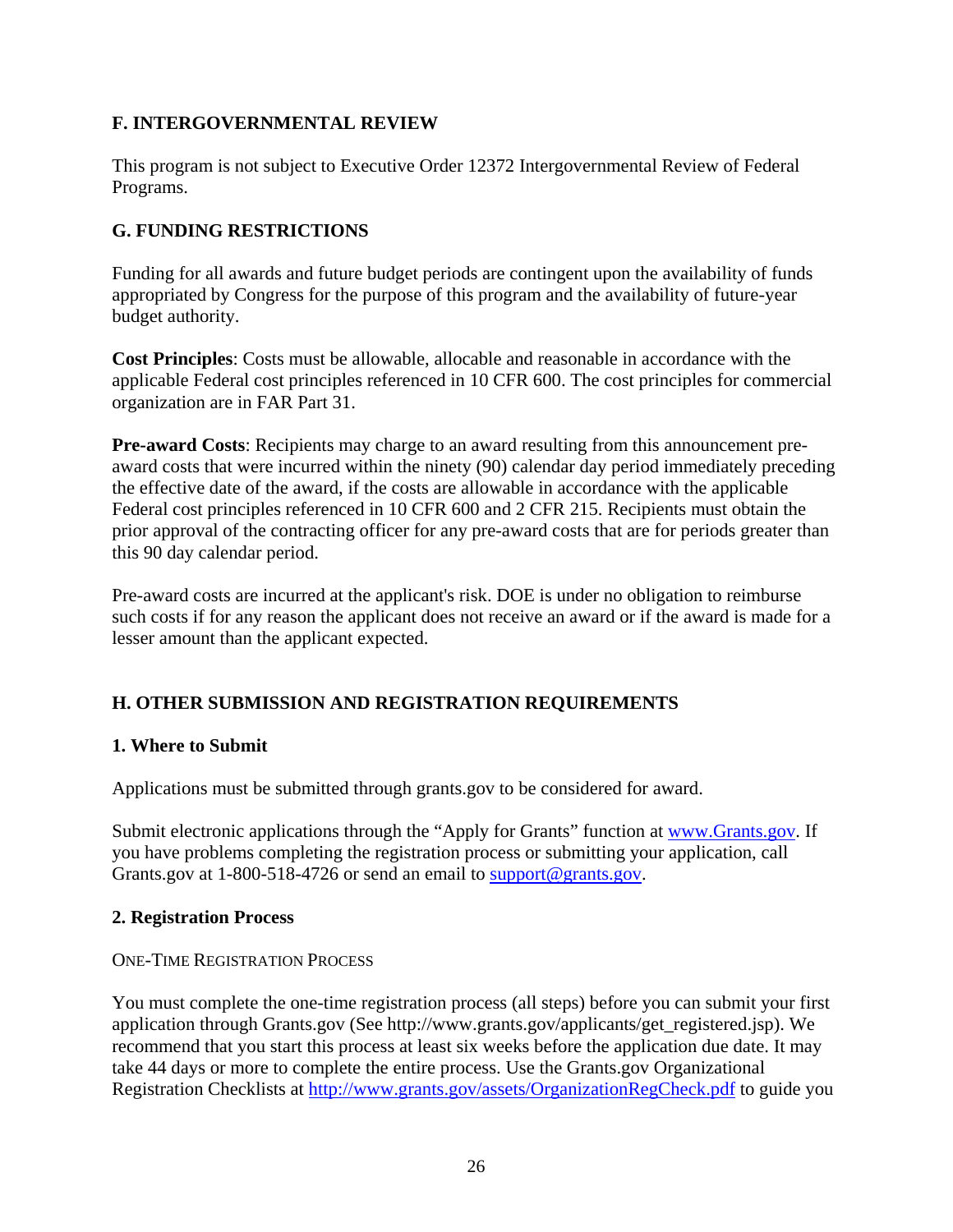## F. INTERGOVERNMENTAL REVIEW

This program is not subject to Executive Order 12372 Intergovernmental Review of Federal Programs.

## G. FUNDING RESTRICTIONS

Funding for all awards and future budget periods are contingent upon the availability of funds appropriated by Congress for the purpose of this program and the availability of future-year budget authority.

**Cost Principles**: Costs must be allowable, allocable and reasonable in accordance with the applicable Federal cost principles referenced in 10 CFR 600. The cost principles for commercial organization are in FAR Part 31.

**Pre-award Costs**: Recipients may charge to an award resulting from this announcement pre-award costs that were incurred within the ninety (90) calendar day period immediately preceding the effective date of the award, if the costs are allowable in accordance with the applicable Federal cost principles referenced in 10 CFR 600 and 2 CFR 215. Recipients must obtain the prior approval of the contracting officer for any pre-award costs that are for periods greater than this 90 day calendar period.

Pre-award costs are incurred at the applicant's risk. DOE is under no obligation to reimburse such costs if for any reason the applicant does not receive an award or if the award is made for a lesser amount than the applicant expected.

## H. OTHER SUBMISSION AND REGISTRATION REQUIREMENTS

### 1. Where to Submit

Applications must be submitted through grants.gov to be considered for award.

Submit electronic applications through the "Apply for Grants" function at www.Grants.gov. If you have problems completing the registration process or submitting your application, call Grants.gov at 1-800-518-4726 or send an email to support@grants.gov.

### 2. Registration Process

ONE-TIME REGISTRATION PROCESS

You must complete the one-time registration process (all steps) before you can submit your first application through Grants.gov (See http://www.grants.gov/applicants/get_registered.jsp). We recommend that you start this process at least six weeks before the application due date. It may take 44 days or more to complete the entire process. Use the Grants.gov Organizational Registration Checklists at http://www.grants.gov/assets/OrganizationRegCheck.pdf to guide you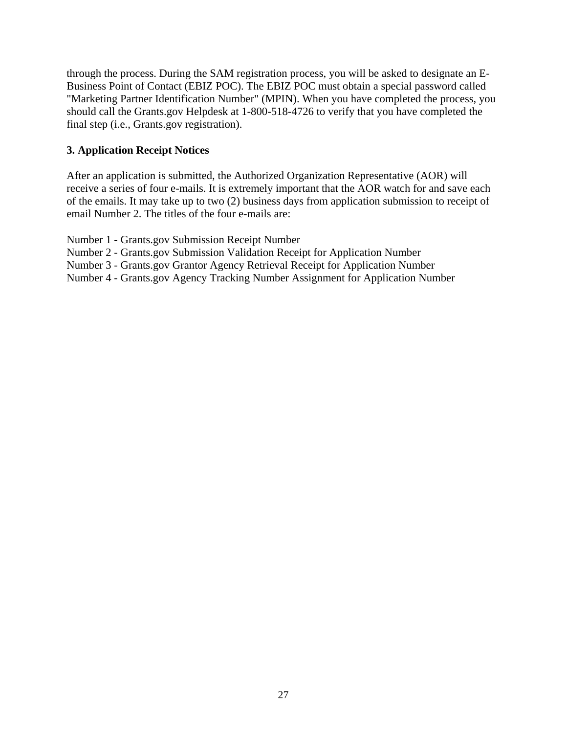through the process. During the SAM registration process, you will be asked to designate an E-Business Point of Contact (EBIZ POC). The EBIZ POC must obtain a special password called "Marketing Partner Identification Number" (MPIN). When you have completed the process, you should call the Grants.gov Helpdesk at 1-800-518-4726 to verify that you have completed the final step (i.e., Grants.gov registration).

### 3. Application Receipt Notices

After an application is submitted, the Authorized Organization Representative (AOR) will receive a series of four e-mails. It is extremely important that the AOR watch for and save each of the emails. It may take up to two (2) business days from application submission to receipt of email Number 2. The titles of the four e-mails are:

Number 1 - Grants.gov Submission Receipt Number
Number 2 - Grants.gov Submission Validation Receipt for Application Number
Number 3 - Grants.gov Grantor Agency Retrieval Receipt for Application Number
Number 4 - Grants.gov Agency Tracking Number Assignment for Application Number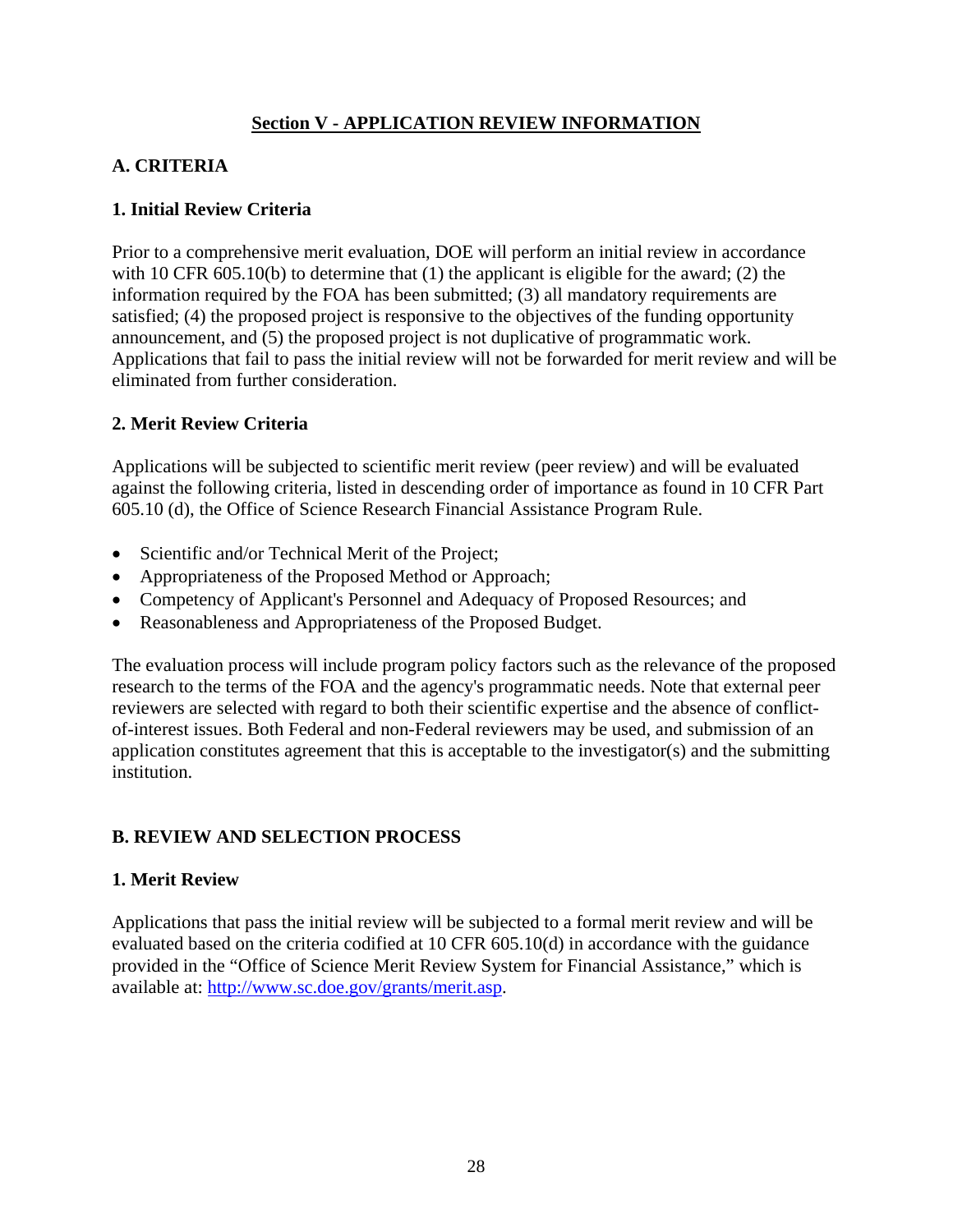## Section V - APPLICATION REVIEW INFORMATION

### A. CRITERIA

#### 1. Initial Review Criteria

Prior to a comprehensive merit evaluation, DOE will perform an initial review in accordance with 10 CFR 605.10(b) to determine that (1) the applicant is eligible for the award; (2) the information required by the FOA has been submitted; (3) all mandatory requirements are satisfied; (4) the proposed project is responsive to the objectives of the funding opportunity announcement, and (5) the proposed project is not duplicative of programmatic work. Applications that fail to pass the initial review will not be forwarded for merit review and will be eliminated from further consideration.

#### 2. Merit Review Criteria

Applications will be subjected to scientific merit review (peer review) and will be evaluated against the following criteria, listed in descending order of importance as found in 10 CFR Part 605.10 (d), the Office of Science Research Financial Assistance Program Rule.

- Scientific and/or Technical Merit of the Project;
- Appropriateness of the Proposed Method or Approach;
- Competency of Applicant's Personnel and Adequacy of Proposed Resources; and
- Reasonableness and Appropriateness of the Proposed Budget.

The evaluation process will include program policy factors such as the relevance of the proposed research to the terms of the FOA and the agency's programmatic needs. Note that external peer reviewers are selected with regard to both their scientific expertise and the absence of conflict-of-interest issues. Both Federal and non-Federal reviewers may be used, and submission of an application constitutes agreement that this is acceptable to the investigator(s) and the submitting institution.

### B. REVIEW AND SELECTION PROCESS

#### 1. Merit Review

Applications that pass the initial review will be subjected to a formal merit review and will be evaluated based on the criteria codified at 10 CFR 605.10(d) in accordance with the guidance provided in the "Office of Science Merit Review System for Financial Assistance," which is available at: http://www.sc.doe.gov/grants/merit.asp.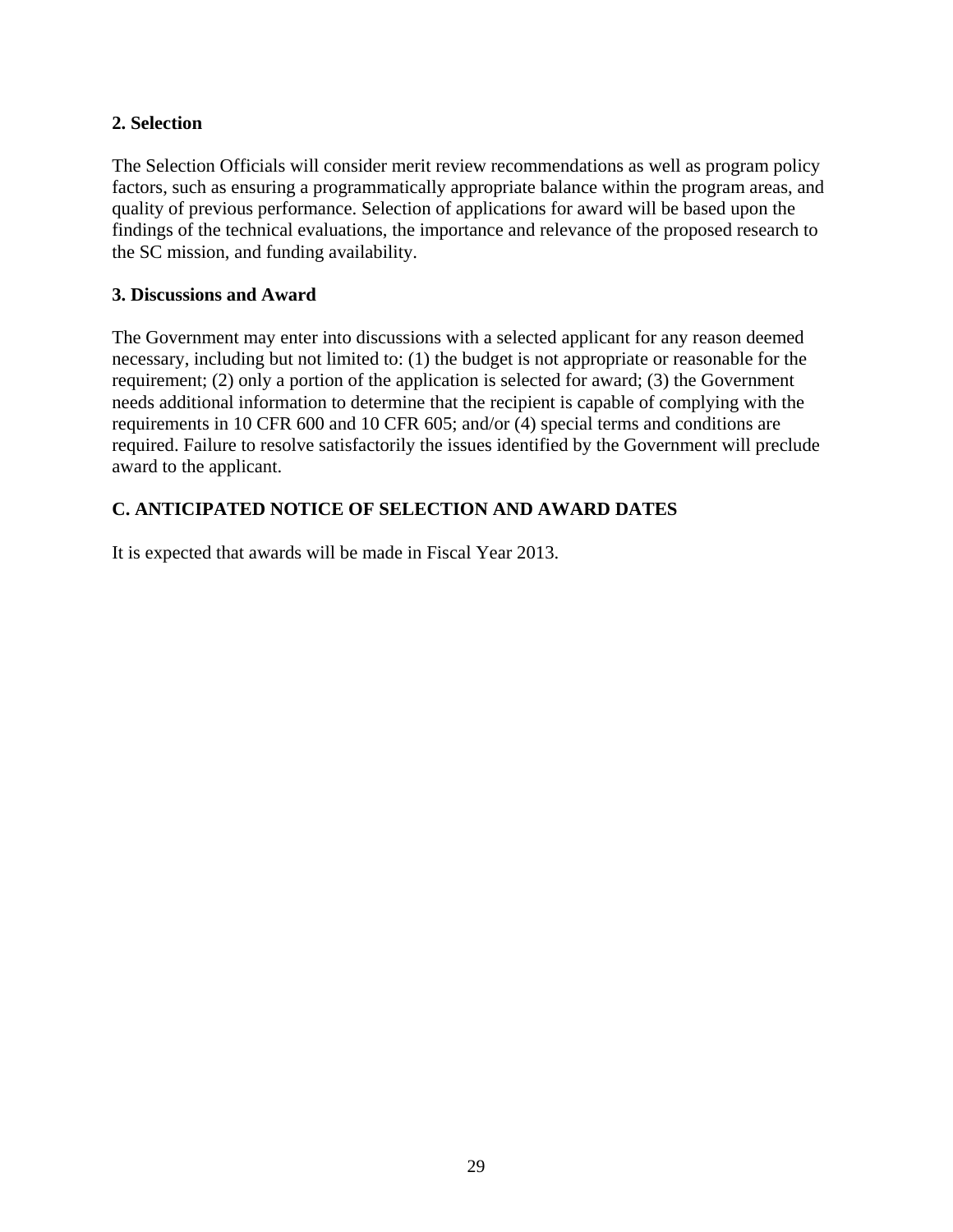### 2. Selection

The Selection Officials will consider merit review recommendations as well as program policy factors, such as ensuring a programmatically appropriate balance within the program areas, and quality of previous performance. Selection of applications for award will be based upon the findings of the technical evaluations, the importance and relevance of the proposed research to the SC mission, and funding availability.

### 3. Discussions and Award

The Government may enter into discussions with a selected applicant for any reason deemed necessary, including but not limited to: (1) the budget is not appropriate or reasonable for the requirement; (2) only a portion of the application is selected for award; (3) the Government needs additional information to determine that the recipient is capable of complying with the requirements in 10 CFR 600 and 10 CFR 605; and/or (4) special terms and conditions are required. Failure to resolve satisfactorily the issues identified by the Government will preclude award to the applicant.

## C. ANTICIPATED NOTICE OF SELECTION AND AWARD DATES

It is expected that awards will be made in Fiscal Year 2013.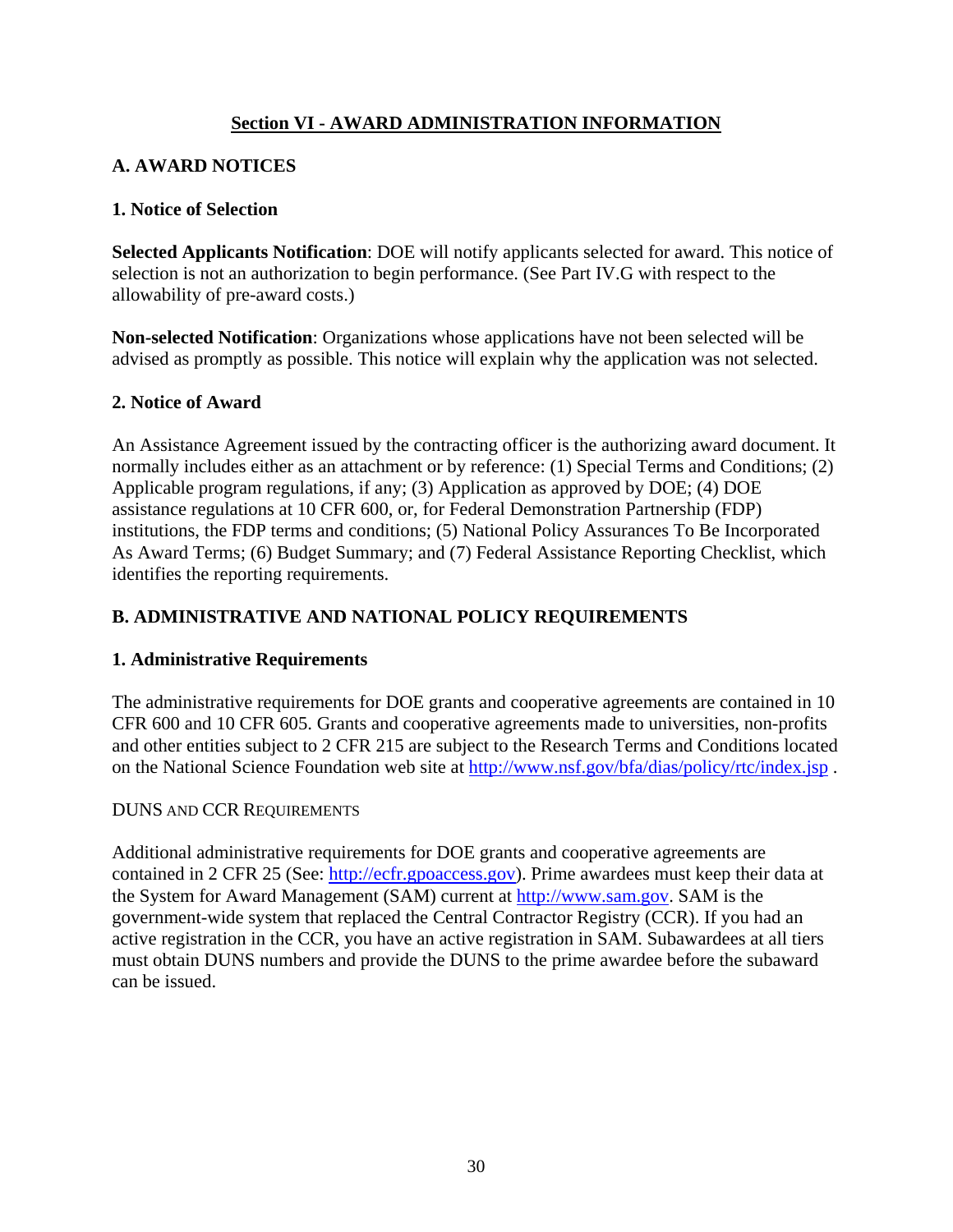# Section VI - AWARD ADMINISTRATION INFORMATION

## A. AWARD NOTICES

### 1. Notice of Selection

**Selected Applicants Notification**: DOE will notify applicants selected for award. This notice of selection is not an authorization to begin performance. (See Part IV.G with respect to the allowability of pre-award costs.)

**Non-selected Notification**: Organizations whose applications have not been selected will be advised as promptly as possible. This notice will explain why the application was not selected.

### 2. Notice of Award

An Assistance Agreement issued by the contracting officer is the authorizing award document. It normally includes either as an attachment or by reference: (1) Special Terms and Conditions; (2) Applicable program regulations, if any; (3) Application as approved by DOE; (4) DOE assistance regulations at 10 CFR 600, or, for Federal Demonstration Partnership (FDP) institutions, the FDP terms and conditions; (5) National Policy Assurances To Be Incorporated As Award Terms; (6) Budget Summary; and (7) Federal Assistance Reporting Checklist, which identifies the reporting requirements.

## B. ADMINISTRATIVE AND NATIONAL POLICY REQUIREMENTS

### 1. Administrative Requirements

The administrative requirements for DOE grants and cooperative agreements are contained in 10 CFR 600 and 10 CFR 605. Grants and cooperative agreements made to universities, non-profits and other entities subject to 2 CFR 215 are subject to the Research Terms and Conditions located on the National Science Foundation web site at http://www.nsf.gov/bfa/dias/policy/rtc/index.jsp .

DUNS AND CCR REQUIREMENTS

Additional administrative requirements for DOE grants and cooperative agreements are contained in 2 CFR 25 (See: http://ecfr.gpoaccess.gov). Prime awardees must keep their data at the System for Award Management (SAM) current at http://www.sam.gov. SAM is the government-wide system that replaced the Central Contractor Registry (CCR). If you had an active registration in the CCR, you have an active registration in SAM. Subawardees at all tiers must obtain DUNS numbers and provide the DUNS to the prime awardee before the subaward can be issued.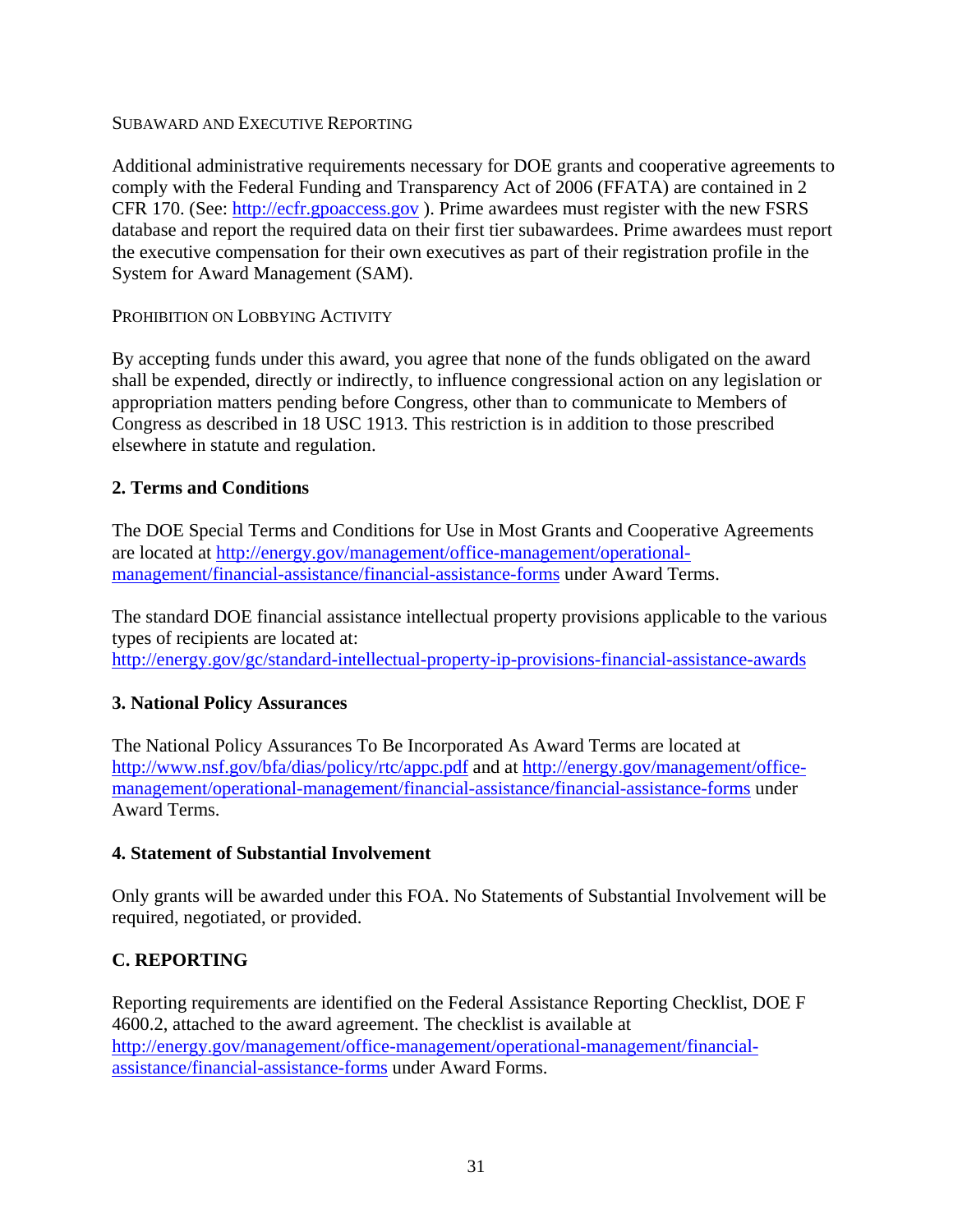SUBAWARD AND EXECUTIVE REPORTING

Additional administrative requirements necessary for DOE grants and cooperative agreements to comply with the Federal Funding and Transparency Act of 2006 (FFATA) are contained in 2 CFR 170. (See: http://ecfr.gpoaccess.gov ). Prime awardees must register with the new FSRS database and report the required data on their first tier subawardees. Prime awardees must report the executive compensation for their own executives as part of their registration profile in the System for Award Management (SAM).

PROHIBITION ON LOBBYING ACTIVITY

By accepting funds under this award, you agree that none of the funds obligated on the award shall be expended, directly or indirectly, to influence congressional action on any legislation or appropriation matters pending before Congress, other than to communicate to Members of Congress as described in 18 USC 1913. This restriction is in addition to those prescribed elsewhere in statute and regulation.

### 2. Terms and Conditions

The DOE Special Terms and Conditions for Use in Most Grants and Cooperative Agreements are located at http://energy.gov/management/office-management/operational-management/financial-assistance/financial-assistance-forms under Award Terms.

The standard DOE financial assistance intellectual property provisions applicable to the various types of recipients are located at: http://energy.gov/gc/standard-intellectual-property-ip-provisions-financial-assistance-awards

### 3. National Policy Assurances

The National Policy Assurances To Be Incorporated As Award Terms are located at http://www.nsf.gov/bfa/dias/policy/rtc/appc.pdf and at http://energy.gov/management/office-management/operational-management/financial-assistance/financial-assistance-forms under Award Terms.

### 4. Statement of Substantial Involvement

Only grants will be awarded under this FOA. No Statements of Substantial Involvement will be required, negotiated, or provided.

## C. REPORTING

Reporting requirements are identified on the Federal Assistance Reporting Checklist, DOE F 4600.2, attached to the award agreement. The checklist is available at http://energy.gov/management/office-management/operational-management/financial-assistance/financial-assistance-forms under Award Forms.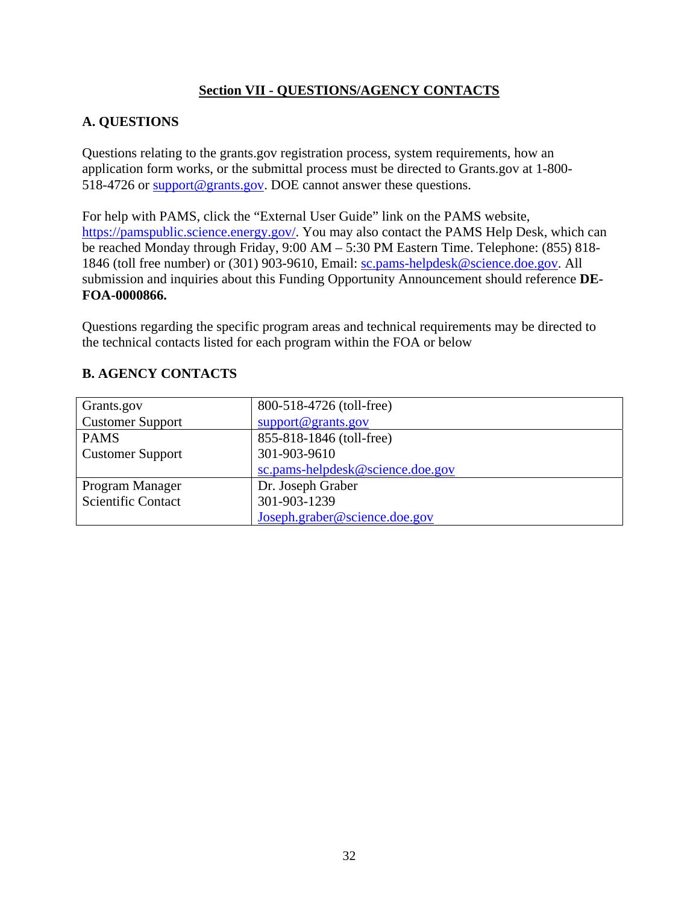## Section VII - QUESTIONS/AGENCY CONTACTS

### A. QUESTIONS

Questions relating to the grants.gov registration process, system requirements, how an application form works, or the submittal process must be directed to Grants.gov at 1-800-518-4726 or support@grants.gov. DOE cannot answer these questions.

For help with PAMS, click the "External User Guide" link on the PAMS website, https://pamspublic.science.energy.gov/. You may also contact the PAMS Help Desk, which can be reached Monday through Friday, 9:00 AM – 5:30 PM Eastern Time. Telephone: (855) 818-1846 (toll free number) or (301) 903-9610, Email: sc.pams-helpdesk@science.doe.gov. All submission and inquiries about this Funding Opportunity Announcement should reference **DE-FOA-0000866.**

Questions regarding the specific program areas and technical requirements may be directed to the technical contacts listed for each program within the FOA or below

### B. AGENCY CONTACTS

| | |
|---|---|
| Grants.gov<br>Customer Support | 800-518-4726 (toll-free)<br>support@grants.gov |
| PAMS<br>Customer Support | 855-818-1846 (toll-free)<br>301-903-9610<br>sc.pams-helpdesk@science.doe.gov |
| Program Manager<br>Scientific Contact | Dr. Joseph Graber<br>301-903-1239<br>Joseph.graber@science.doe.gov |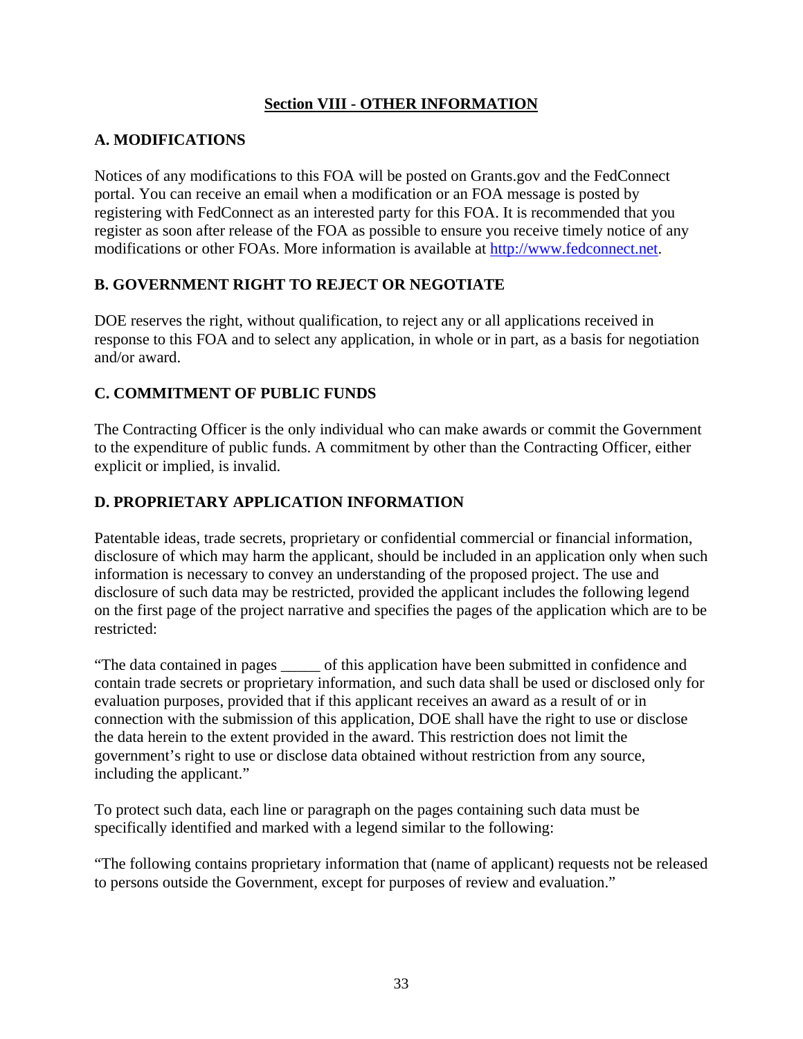## Section VIII - OTHER INFORMATION

### A. MODIFICATIONS

Notices of any modifications to this FOA will be posted on Grants.gov and the FedConnect portal. You can receive an email when a modification or an FOA message is posted by registering with FedConnect as an interested party for this FOA. It is recommended that you register as soon after release of the FOA as possible to ensure you receive timely notice of any modifications or other FOAs. More information is available at [http://www.fedconnect.net](http://www.fedconnect.net).

### B. GOVERNMENT RIGHT TO REJECT OR NEGOTIATE

DOE reserves the right, without qualification, to reject any or all applications received in response to this FOA and to select any application, in whole or in part, as a basis for negotiation and/or award.

### C. COMMITMENT OF PUBLIC FUNDS

The Contracting Officer is the only individual who can make awards or commit the Government to the expenditure of public funds. A commitment by other than the Contracting Officer, either explicit or implied, is invalid.

### D. PROPRIETARY APPLICATION INFORMATION

Patentable ideas, trade secrets, proprietary or confidential commercial or financial information, disclosure of which may harm the applicant, should be included in an application only when such information is necessary to convey an understanding of the proposed project. The use and disclosure of such data may be restricted, provided the applicant includes the following legend on the first page of the project narrative and specifies the pages of the application which are to be restricted:

"The data contained in pages _____ of this application have been submitted in confidence and contain trade secrets or proprietary information, and such data shall be used or disclosed only for evaluation purposes, provided that if this applicant receives an award as a result of or in connection with the submission of this application, DOE shall have the right to use or disclose the data herein to the extent provided in the award. This restriction does not limit the government's right to use or disclose data obtained without restriction from any source, including the applicant."

To protect such data, each line or paragraph on the pages containing such data must be specifically identified and marked with a legend similar to the following:

"The following contains proprietary information that (name of applicant) requests not be released to persons outside the Government, except for purposes of review and evaluation."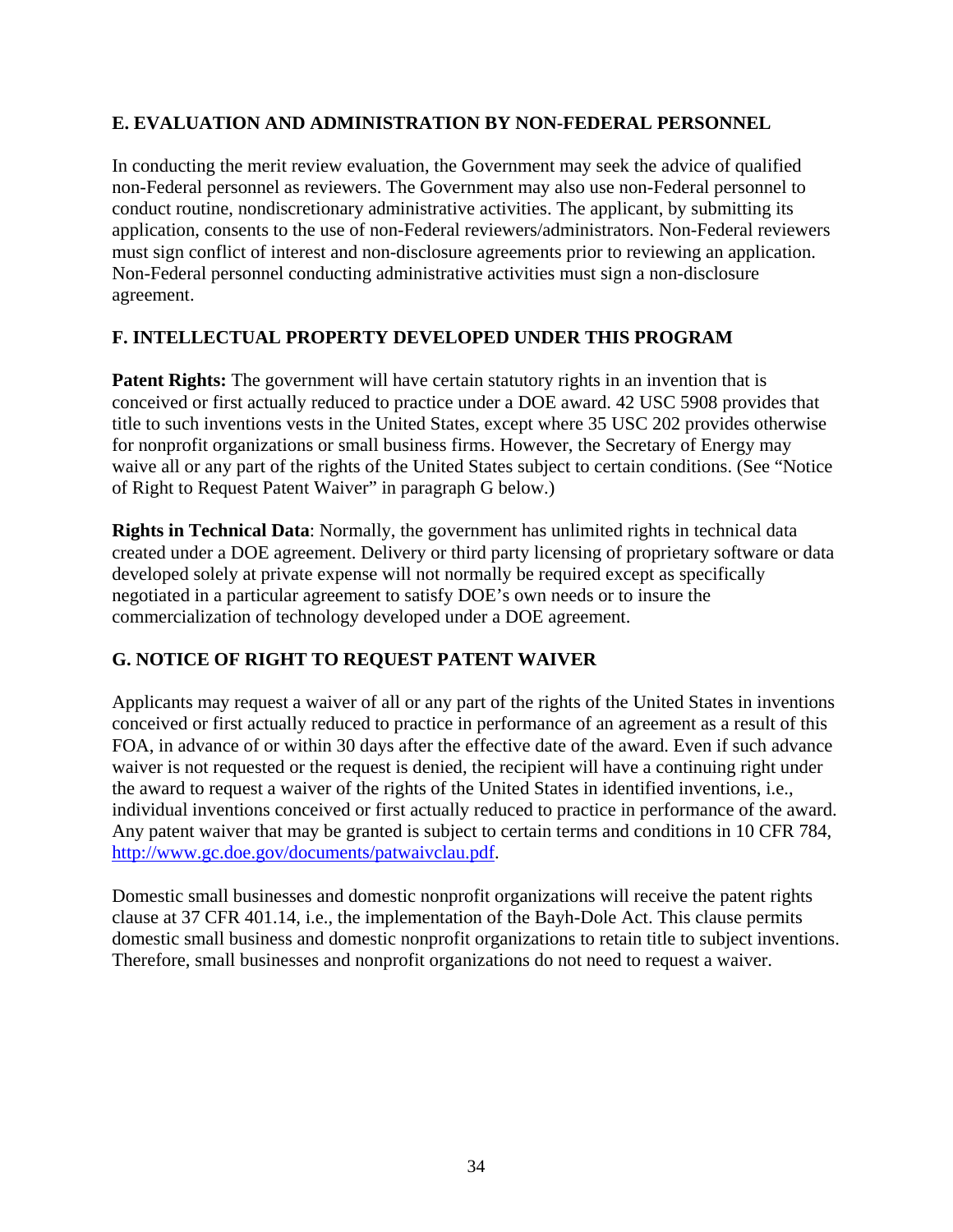## E. EVALUATION AND ADMINISTRATION BY NON-FEDERAL PERSONNEL

In conducting the merit review evaluation, the Government may seek the advice of qualified non-Federal personnel as reviewers. The Government may also use non-Federal personnel to conduct routine, nondiscretionary administrative activities. The applicant, by submitting its application, consents to the use of non-Federal reviewers/administrators. Non-Federal reviewers must sign conflict of interest and non-disclosure agreements prior to reviewing an application. Non-Federal personnel conducting administrative activities must sign a non-disclosure agreement.

## F. INTELLECTUAL PROPERTY DEVELOPED UNDER THIS PROGRAM

**Patent Rights:** The government will have certain statutory rights in an invention that is conceived or first actually reduced to practice under a DOE award. 42 USC 5908 provides that title to such inventions vests in the United States, except where 35 USC 202 provides otherwise for nonprofit organizations or small business firms. However, the Secretary of Energy may waive all or any part of the rights of the United States subject to certain conditions. (See "Notice of Right to Request Patent Waiver" in paragraph G below.)

**Rights in Technical Data**: Normally, the government has unlimited rights in technical data created under a DOE agreement. Delivery or third party licensing of proprietary software or data developed solely at private expense will not normally be required except as specifically negotiated in a particular agreement to satisfy DOE's own needs or to insure the commercialization of technology developed under a DOE agreement.

## G. NOTICE OF RIGHT TO REQUEST PATENT WAIVER

Applicants may request a waiver of all or any part of the rights of the United States in inventions conceived or first actually reduced to practice in performance of an agreement as a result of this FOA, in advance of or within 30 days after the effective date of the award. Even if such advance waiver is not requested or the request is denied, the recipient will have a continuing right under the award to request a waiver of the rights of the United States in identified inventions, i.e., individual inventions conceived or first actually reduced to practice in performance of the award. Any patent waiver that may be granted is subject to certain terms and conditions in 10 CFR 784, http://www.gc.doe.gov/documents/patwaivclau.pdf.

Domestic small businesses and domestic nonprofit organizations will receive the patent rights clause at 37 CFR 401.14, i.e., the implementation of the Bayh-Dole Act. This clause permits domestic small business and domestic nonprofit organizations to retain title to subject inventions. Therefore, small businesses and nonprofit organizations do not need to request a waiver.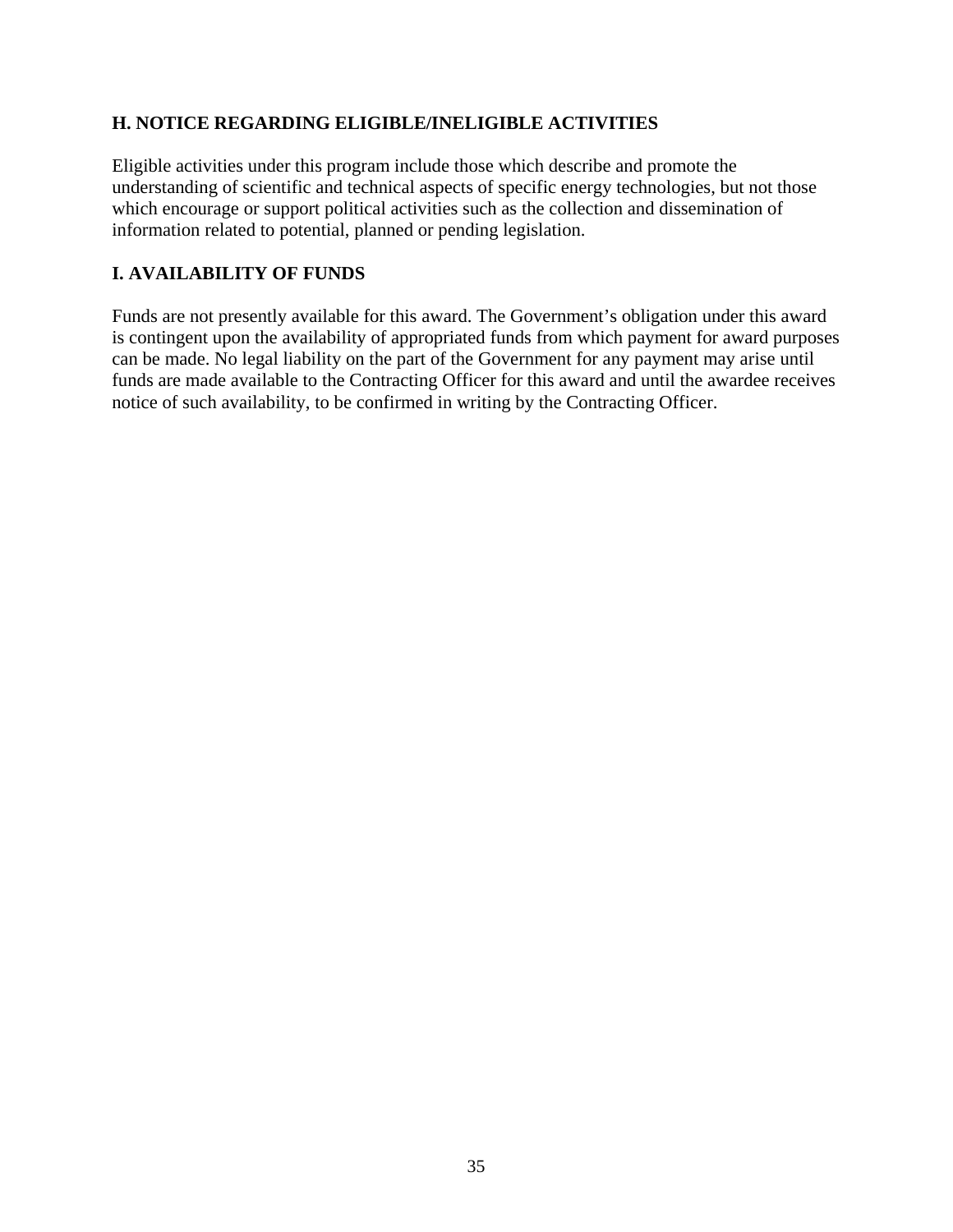## H. NOTICE REGARDING ELIGIBLE/INELIGIBLE ACTIVITIES

Eligible activities under this program include those which describe and promote the understanding of scientific and technical aspects of specific energy technologies, but not those which encourage or support political activities such as the collection and dissemination of information related to potential, planned or pending legislation.

## I. AVAILABILITY OF FUNDS

Funds are not presently available for this award. The Government's obligation under this award is contingent upon the availability of appropriated funds from which payment for award purposes can be made. No legal liability on the part of the Government for any payment may arise until funds are made available to the Contracting Officer for this award and until the awardee receives notice of such availability, to be confirmed in writing by the Contracting Officer.